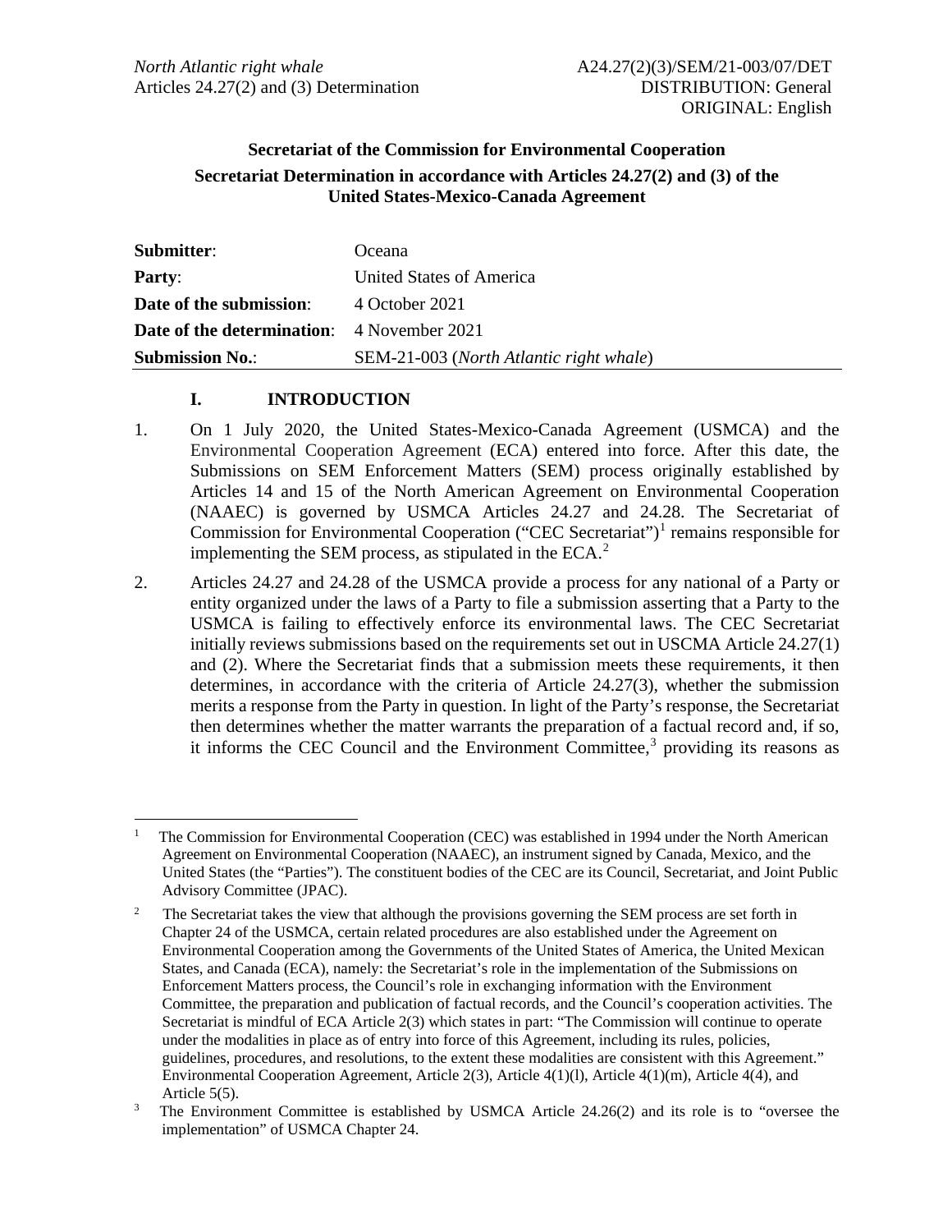*North Atlantic right whale*
Articles 24.27(2) and (3) Determination

A24.27(2)(3)/SEM/21-003/07/DET
DISTRIBUTION: General
ORIGINAL: English

**Secretariat of the Commission for Environmental Cooperation**

**Secretariat Determination in accordance with Articles 24.27(2) and (3) of the United States-Mexico-Canada Agreement**

| | |
|---|---|
| **Submitter**: | Oceana |
| **Party**: | United States of America |
| **Date of the submission**: | 4 October 2021 |
| **Date of the determination**: | 4 November 2021 |
| **Submission No.**: | SEM-21-003 (*North Atlantic right whale*) |

## I. INTRODUCTION

1. On 1 July 2020, the United States-Mexico-Canada Agreement (USMCA) and the Environmental Cooperation Agreement (ECA) entered into force. After this date, the Submissions on SEM Enforcement Matters (SEM) process originally established by Articles 14 and 15 of the North American Agreement on Environmental Cooperation (NAAEC) is governed by USMCA Articles 24.27 and 24.28. The Secretariat of Commission for Environmental Cooperation ("CEC Secretariat")[1] remains responsible for implementing the SEM process, as stipulated in the ECA.[2]

2. Articles 24.27 and 24.28 of the USMCA provide a process for any national of a Party or entity organized under the laws of a Party to file a submission asserting that a Party to the USMCA is failing to effectively enforce its environmental laws. The CEC Secretariat initially reviews submissions based on the requirements set out in USCMA Article 24.27(1) and (2). Where the Secretariat finds that a submission meets these requirements, it then determines, in accordance with the criteria of Article 24.27(3), whether the submission merits a response from the Party in question. In light of the Party's response, the Secretariat then determines whether the matter warrants the preparation of a factual record and, if so, it informs the CEC Council and the Environment Committee,[3] providing its reasons as

---

[1] The Commission for Environmental Cooperation (CEC) was established in 1994 under the North American Agreement on Environmental Cooperation (NAAEC), an instrument signed by Canada, Mexico, and the United States (the "Parties"). The constituent bodies of the CEC are its Council, Secretariat, and Joint Public Advisory Committee (JPAC).

[2] The Secretariat takes the view that although the provisions governing the SEM process are set forth in Chapter 24 of the USMCA, certain related procedures are also established under the Agreement on Environmental Cooperation among the Governments of the United States of America, the United Mexican States, and Canada (ECA), namely: the Secretariat's role in the implementation of the Submissions on Enforcement Matters process, the Council's role in exchanging information with the Environment Committee, the preparation and publication of factual records, and the Council's cooperation activities. The Secretariat is mindful of ECA Article 2(3) which states in part: "The Commission will continue to operate under the modalities in place as of entry into force of this Agreement, including its rules, policies, guidelines, procedures, and resolutions, to the extent these modalities are consistent with this Agreement." Environmental Cooperation Agreement, Article 2(3), Article 4(1)(l), Article 4(1)(m), Article 4(4), and Article 5(5).

[3] The Environment Committee is established by USMCA Article 24.26(2) and its role is to "oversee the implementation" of USMCA Chapter 24.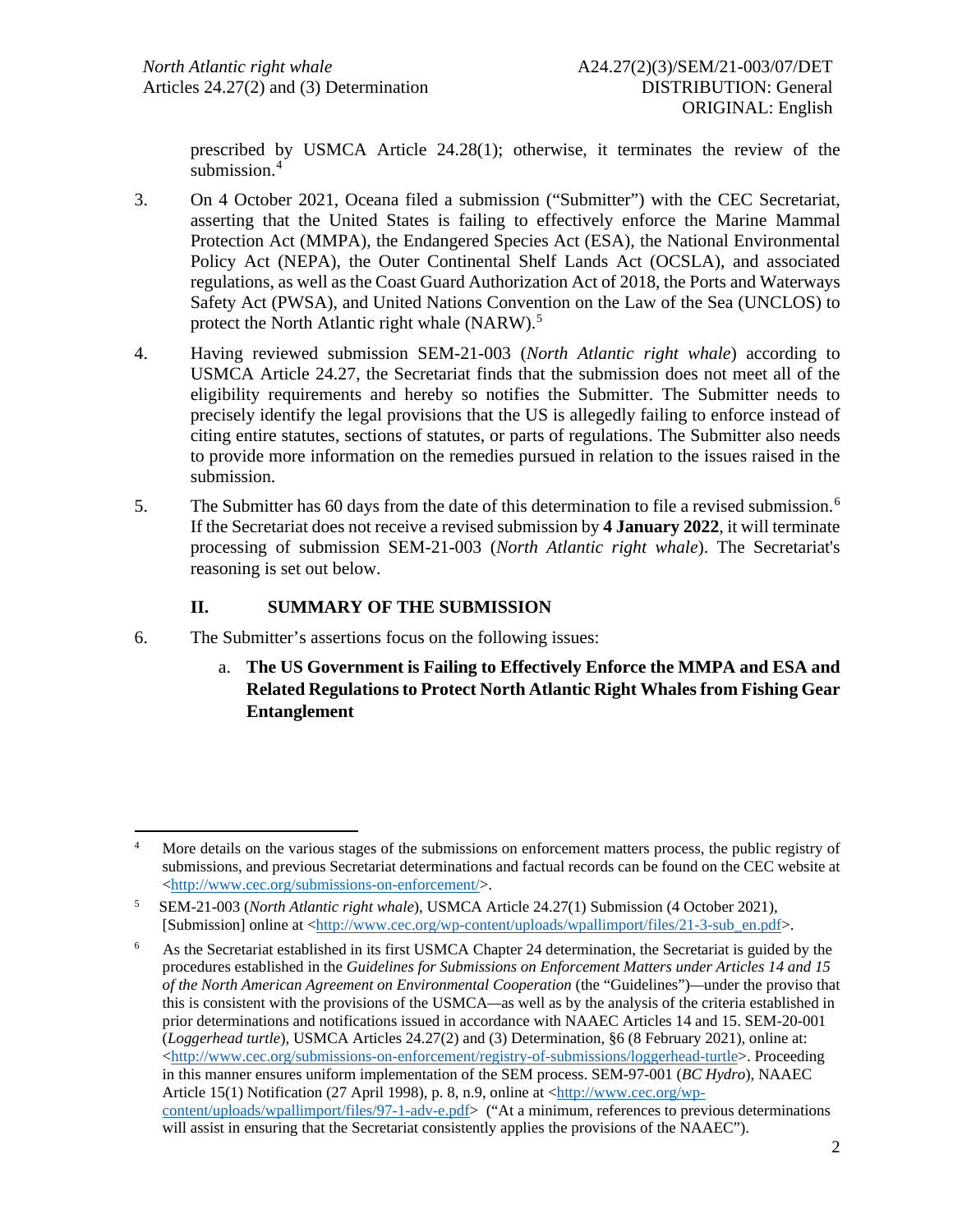prescribed by USMCA Article 24.28(1); otherwise, it terminates the review of the submission.[4]

3. On 4 October 2021, Oceana filed a submission ("Submitter") with the CEC Secretariat, asserting that the United States is failing to effectively enforce the Marine Mammal Protection Act (MMPA), the Endangered Species Act (ESA), the National Environmental Policy Act (NEPA), the Outer Continental Shelf Lands Act (OCSLA), and associated regulations, as well as the Coast Guard Authorization Act of 2018, the Ports and Waterways Safety Act (PWSA), and United Nations Convention on the Law of the Sea (UNCLOS) to protect the North Atlantic right whale (NARW).[5]

4. Having reviewed submission SEM-21-003 (*North Atlantic right whale*) according to USMCA Article 24.27, the Secretariat finds that the submission does not meet all of the eligibility requirements and hereby so notifies the Submitter. The Submitter needs to precisely identify the legal provisions that the US is allegedly failing to enforce instead of citing entire statutes, sections of statutes, or parts of regulations. The Submitter also needs to provide more information on the remedies pursued in relation to the issues raised in the submission.

5. The Submitter has 60 days from the date of this determination to file a revised submission.[6] If the Secretariat does not receive a revised submission by **4 January 2022**, it will terminate processing of submission SEM-21-003 (*North Atlantic right whale*). The Secretariat's reasoning is set out below.

## II. SUMMARY OF THE SUBMISSION

6. The Submitter's assertions focus on the following issues:

   a. **The US Government is Failing to Effectively Enforce the MMPA and ESA and Related Regulations to Protect North Atlantic Right Whales from Fishing Gear Entanglement**

---

[4] More details on the various stages of the submissions on enforcement matters process, the public registry of submissions, and previous Secretariat determinations and factual records can be found on the CEC website at <http://www.cec.org/submissions-on-enforcement/>.

[5] SEM-21-003 (*North Atlantic right whale*), USMCA Article 24.27(1) Submission (4 October 2021), [Submission] online at <http://www.cec.org/wp-content/uploads/wpallimport/files/21-3-sub_en.pdf>.

[6] As the Secretariat established in its first USMCA Chapter 24 determination, the Secretariat is guided by the procedures established in the *Guidelines for Submissions on Enforcement Matters under Articles 14 and 15 of the North American Agreement on Environmental Cooperation* (the "Guidelines")—under the proviso that this is consistent with the provisions of the USMCA—as well as by the analysis of the criteria established in prior determinations and notifications issued in accordance with NAAEC Articles 14 and 15. SEM-20-001 (*Loggerhead turtle*), USMCA Articles 24.27(2) and (3) Determination, §6 (8 February 2021), online at: <http://www.cec.org/submissions-on-enforcement/registry-of-submissions/loggerhead-turtle>. Proceeding in this manner ensures uniform implementation of the SEM process. SEM-97-001 (*BC Hydro*), NAAEC Article 15(1) Notification (27 April 1998), p. 8, n.9, online at <http://www.cec.org/wp-content/uploads/wpallimport/files/97-1-adv-e.pdf> ("At a minimum, references to previous determinations will assist in ensuring that the Secretariat consistently applies the provisions of the NAAEC").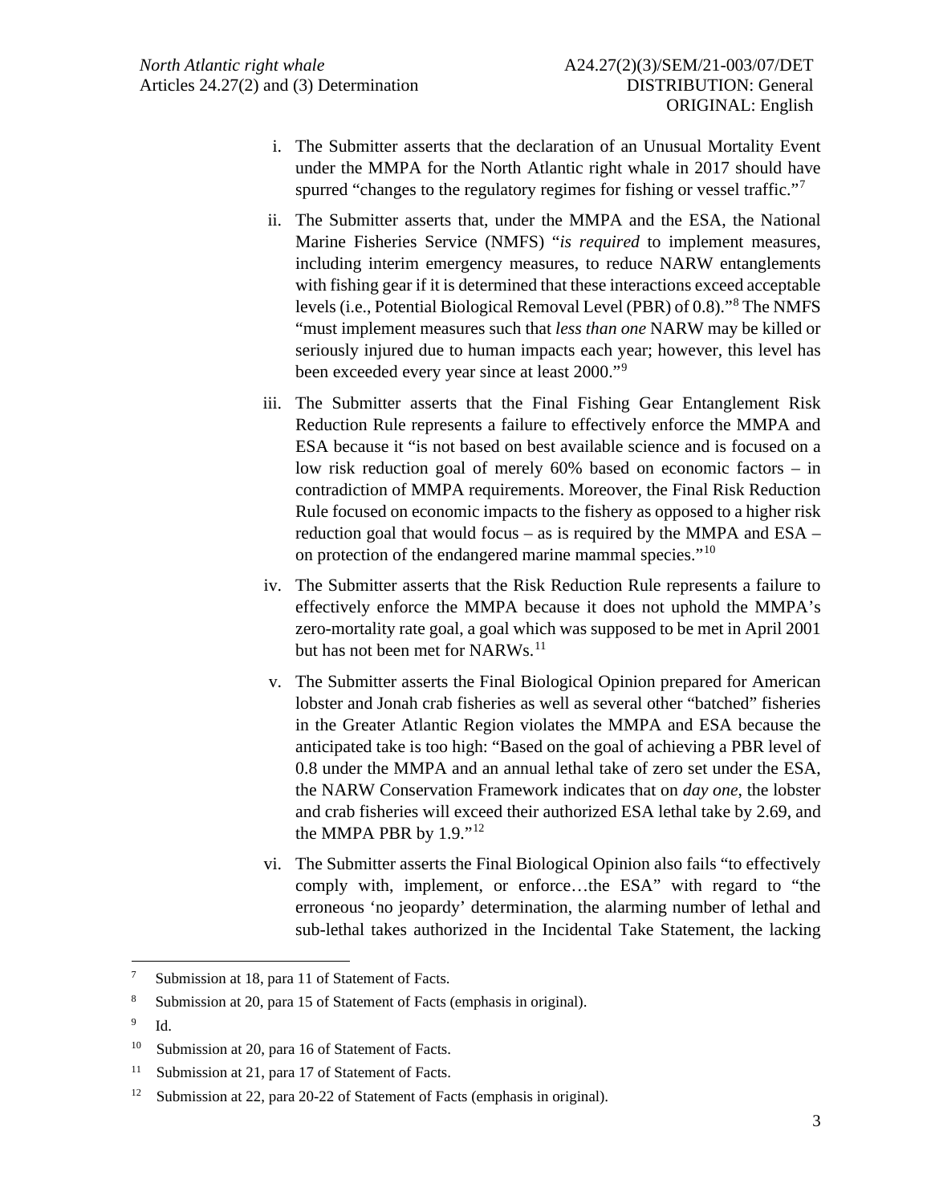i. The Submitter asserts that the declaration of an Unusual Mortality Event under the MMPA for the North Atlantic right whale in 2017 should have spurred "changes to the regulatory regimes for fishing or vessel traffic."[7]

ii. The Submitter asserts that, under the MMPA and the ESA, the National Marine Fisheries Service (NMFS) "*is required* to implement measures, including interim emergency measures, to reduce NARW entanglements with fishing gear if it is determined that these interactions exceed acceptable levels (i.e., Potential Biological Removal Level (PBR) of 0.8)."[8] The NMFS "must implement measures such that *less than one* NARW may be killed or seriously injured due to human impacts each year; however, this level has been exceeded every year since at least 2000."[9]

iii. The Submitter asserts that the Final Fishing Gear Entanglement Risk Reduction Rule represents a failure to effectively enforce the MMPA and ESA because it "is not based on best available science and is focused on a low risk reduction goal of merely 60% based on economic factors – in contradiction of MMPA requirements. Moreover, the Final Risk Reduction Rule focused on economic impacts to the fishery as opposed to a higher risk reduction goal that would focus – as is required by the MMPA and ESA – on protection of the endangered marine mammal species."[10]

iv. The Submitter asserts that the Risk Reduction Rule represents a failure to effectively enforce the MMPA because it does not uphold the MMPA's zero-mortality rate goal, a goal which was supposed to be met in April 2001 but has not been met for NARWs.[11]

v. The Submitter asserts the Final Biological Opinion prepared for American lobster and Jonah crab fisheries as well as several other "batched" fisheries in the Greater Atlantic Region violates the MMPA and ESA because the anticipated take is too high: "Based on the goal of achieving a PBR level of 0.8 under the MMPA and an annual lethal take of zero set under the ESA, the NARW Conservation Framework indicates that on *day one*, the lobster and crab fisheries will exceed their authorized ESA lethal take by 2.69, and the MMPA PBR by 1.9."[12]

vi. The Submitter asserts the Final Biological Opinion also fails "to effectively comply with, implement, or enforce…the ESA" with regard to "the erroneous 'no jeopardy' determination, the alarming number of lethal and sub-lethal takes authorized in the Incidental Take Statement, the lacking

---

[7] Submission at 18, para 11 of Statement of Facts.

[8] Submission at 20, para 15 of Statement of Facts (emphasis in original).

[9] Id.

[10] Submission at 20, para 16 of Statement of Facts.

[11] Submission at 21, para 17 of Statement of Facts.

[12] Submission at 22, para 20-22 of Statement of Facts (emphasis in original).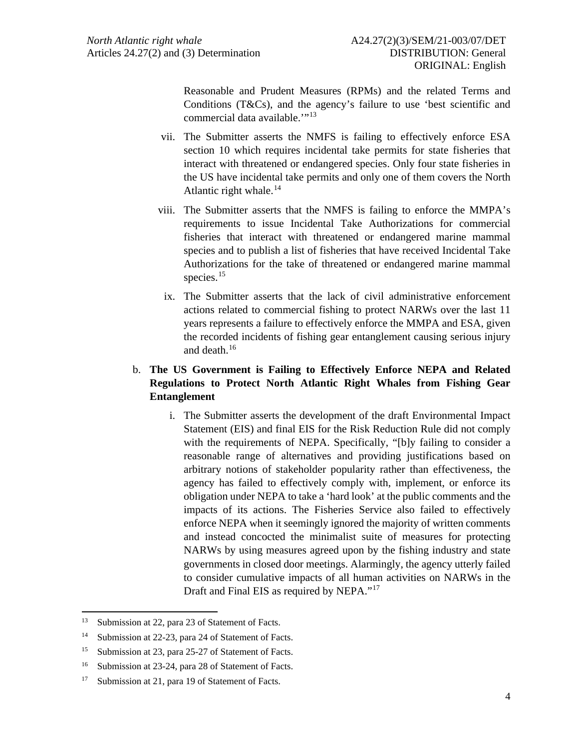Reasonable and Prudent Measures (RPMs) and the related Terms and Conditions (T&Cs), and the agency's failure to use 'best scientific and commercial data available.'"[13]

vii. The Submitter asserts the NMFS is failing to effectively enforce ESA section 10 which requires incidental take permits for state fisheries that interact with threatened or endangered species. Only four state fisheries in the US have incidental take permits and only one of them covers the North Atlantic right whale.[14]

viii. The Submitter asserts that the NMFS is failing to enforce the MMPA's requirements to issue Incidental Take Authorizations for commercial fisheries that interact with threatened or endangered marine mammal species and to publish a list of fisheries that have received Incidental Take Authorizations for the take of threatened or endangered marine mammal species.[15]

ix. The Submitter asserts that the lack of civil administrative enforcement actions related to commercial fishing to protect NARWs over the last 11 years represents a failure to effectively enforce the MMPA and ESA, given the recorded incidents of fishing gear entanglement causing serious injury and death.[16]

b. **The US Government is Failing to Effectively Enforce NEPA and Related Regulations to Protect North Atlantic Right Whales from Fishing Gear Entanglement**

i. The Submitter asserts the development of the draft Environmental Impact Statement (EIS) and final EIS for the Risk Reduction Rule did not comply with the requirements of NEPA. Specifically, "[b]y failing to consider a reasonable range of alternatives and providing justifications based on arbitrary notions of stakeholder popularity rather than effectiveness, the agency has failed to effectively comply with, implement, or enforce its obligation under NEPA to take a 'hard look' at the public comments and the impacts of its actions. The Fisheries Service also failed to effectively enforce NEPA when it seemingly ignored the majority of written comments and instead concocted the minimalist suite of measures for protecting NARWs by using measures agreed upon by the fishing industry and state governments in closed door meetings. Alarmingly, the agency utterly failed to consider cumulative impacts of all human activities on NARWs in the Draft and Final EIS as required by NEPA."[17]

---

[13] Submission at 22, para 23 of Statement of Facts.

[14] Submission at 22-23, para 24 of Statement of Facts.

[15] Submission at 23, para 25-27 of Statement of Facts.

[16] Submission at 23-24, para 28 of Statement of Facts.

[17] Submission at 21, para 19 of Statement of Facts.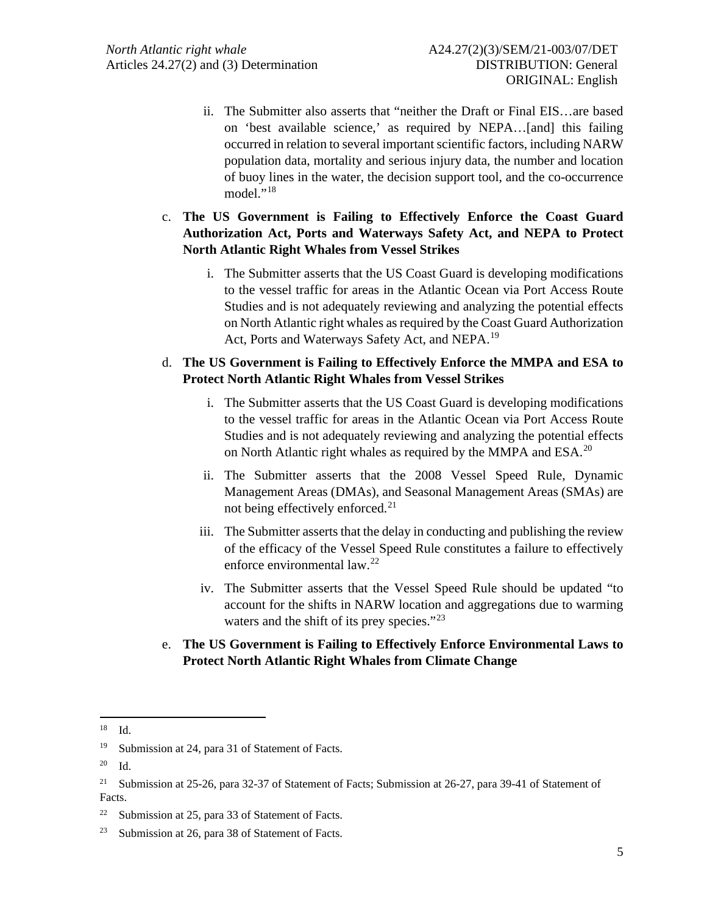ii. The Submitter also asserts that "neither the Draft or Final EIS…are based on 'best available science,' as required by NEPA…[and] this failing occurred in relation to several important scientific factors, including NARW population data, mortality and serious injury data, the number and location of buoy lines in the water, the decision support tool, and the co-occurrence model."[18]

c. **The US Government is Failing to Effectively Enforce the Coast Guard Authorization Act, Ports and Waterways Safety Act, and NEPA to Protect North Atlantic Right Whales from Vessel Strikes**

i. The Submitter asserts that the US Coast Guard is developing modifications to the vessel traffic for areas in the Atlantic Ocean via Port Access Route Studies and is not adequately reviewing and analyzing the potential effects on North Atlantic right whales as required by the Coast Guard Authorization Act, Ports and Waterways Safety Act, and NEPA.[19]

d. **The US Government is Failing to Effectively Enforce the MMPA and ESA to Protect North Atlantic Right Whales from Vessel Strikes**

i. The Submitter asserts that the US Coast Guard is developing modifications to the vessel traffic for areas in the Atlantic Ocean via Port Access Route Studies and is not adequately reviewing and analyzing the potential effects on North Atlantic right whales as required by the MMPA and ESA.[20]

ii. The Submitter asserts that the 2008 Vessel Speed Rule, Dynamic Management Areas (DMAs), and Seasonal Management Areas (SMAs) are not being effectively enforced.[21]

iii. The Submitter asserts that the delay in conducting and publishing the review of the efficacy of the Vessel Speed Rule constitutes a failure to effectively enforce environmental law.[22]

iv. The Submitter asserts that the Vessel Speed Rule should be updated "to account for the shifts in NARW location and aggregations due to warming waters and the shift of its prey species."[23]

e. **The US Government is Failing to Effectively Enforce Environmental Laws to Protect North Atlantic Right Whales from Climate Change**

---

[18] Id.

[19] Submission at 24, para 31 of Statement of Facts.

[20] Id.

[21] Submission at 25-26, para 32-37 of Statement of Facts; Submission at 26-27, para 39-41 of Statement of Facts.

[22] Submission at 25, para 33 of Statement of Facts.

[23] Submission at 26, para 38 of Statement of Facts.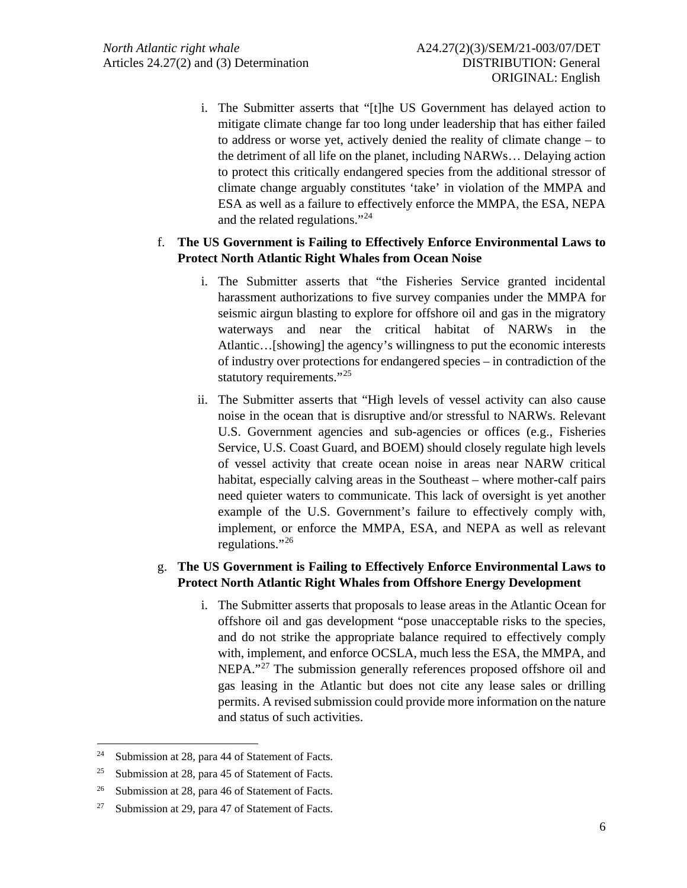i. The Submitter asserts that "[t]he US Government has delayed action to mitigate climate change far too long under leadership that has either failed to address or worse yet, actively denied the reality of climate change – to the detriment of all life on the planet, including NARWs… Delaying action to protect this critically endangered species from the additional stressor of climate change arguably constitutes 'take' in violation of the MMPA and ESA as well as a failure to effectively enforce the MMPA, the ESA, NEPA and the related regulations."[24]

f. **The US Government is Failing to Effectively Enforce Environmental Laws to Protect North Atlantic Right Whales from Ocean Noise**

   i. The Submitter asserts that "the Fisheries Service granted incidental harassment authorizations to five survey companies under the MMPA for seismic airgun blasting to explore for offshore oil and gas in the migratory waterways and near the critical habitat of NARWs in the Atlantic…[showing] the agency's willingness to put the economic interests of industry over protections for endangered species – in contradiction of the statutory requirements."[25]

   ii. The Submitter asserts that "High levels of vessel activity can also cause noise in the ocean that is disruptive and/or stressful to NARWs. Relevant U.S. Government agencies and sub-agencies or offices (e.g., Fisheries Service, U.S. Coast Guard, and BOEM) should closely regulate high levels of vessel activity that create ocean noise in areas near NARW critical habitat, especially calving areas in the Southeast – where mother-calf pairs need quieter waters to communicate. This lack of oversight is yet another example of the U.S. Government's failure to effectively comply with, implement, or enforce the MMPA, ESA, and NEPA as well as relevant regulations."[26]

g. **The US Government is Failing to Effectively Enforce Environmental Laws to Protect North Atlantic Right Whales from Offshore Energy Development**

   i. The Submitter asserts that proposals to lease areas in the Atlantic Ocean for offshore oil and gas development "pose unacceptable risks to the species, and do not strike the appropriate balance required to effectively comply with, implement, and enforce OCSLA, much less the ESA, the MMPA, and NEPA."[27] The submission generally references proposed offshore oil and gas leasing in the Atlantic but does not cite any lease sales or drilling permits. A revised submission could provide more information on the nature and status of such activities.

---

[24] Submission at 28, para 44 of Statement of Facts.

[25] Submission at 28, para 45 of Statement of Facts.

[26] Submission at 28, para 46 of Statement of Facts.

[27] Submission at 29, para 47 of Statement of Facts.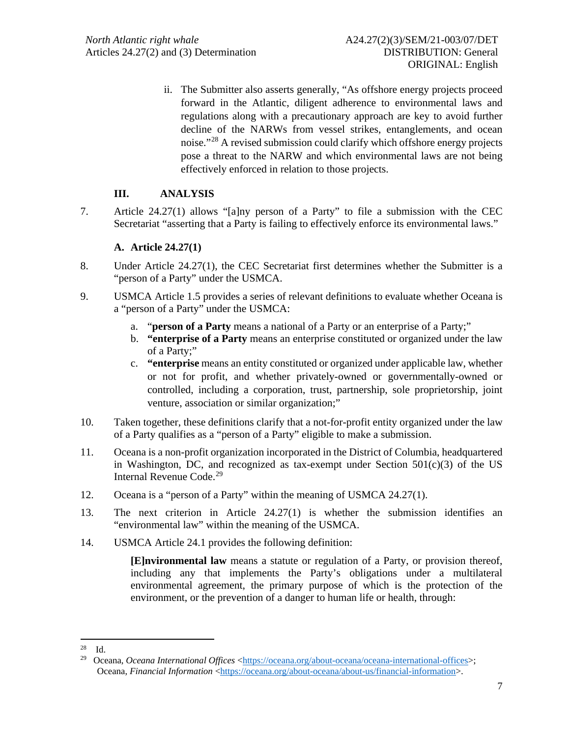ii. The Submitter also asserts generally, "As offshore energy projects proceed forward in the Atlantic, diligent adherence to environmental laws and regulations along with a precautionary approach are key to avoid further decline of the NARWs from vessel strikes, entanglements, and ocean noise."[28] A revised submission could clarify which offshore energy projects pose a threat to the NARW and which environmental laws are not being effectively enforced in relation to those projects.

## III. ANALYSIS

7. Article 24.27(1) allows "[a]ny person of a Party" to file a submission with the CEC Secretariat "asserting that a Party is failing to effectively enforce its environmental laws."

### A. Article 24.27(1)

8. Under Article 24.27(1), the CEC Secretariat first determines whether the Submitter is a "person of a Party" under the USMCA.

9. USMCA Article 1.5 provides a series of relevant definitions to evaluate whether Oceana is a "person of a Party" under the USMCA:

   a. "**person of a Party** means a national of a Party or an enterprise of a Party;"
   b. **"enterprise of a Party** means an enterprise constituted or organized under the law of a Party;"
   c. **"enterprise** means an entity constituted or organized under applicable law, whether or not for profit, and whether privately-owned or governmentally-owned or controlled, including a corporation, trust, partnership, sole proprietorship, joint venture, association or similar organization;"

10. Taken together, these definitions clarify that a not-for-profit entity organized under the law of a Party qualifies as a "person of a Party" eligible to make a submission.

11. Oceana is a non-profit organization incorporated in the District of Columbia, headquartered in Washington, DC, and recognized as tax-exempt under Section 501(c)(3) of the US Internal Revenue Code.[29]

12. Oceana is a "person of a Party" within the meaning of USMCA 24.27(1).

13. The next criterion in Article 24.27(1) is whether the submission identifies an "environmental law" within the meaning of the USMCA.

14. USMCA Article 24.1 provides the following definition:

> **[E]nvironmental law** means a statute or regulation of a Party, or provision thereof, including any that implements the Party's obligations under a multilateral environmental agreement, the primary purpose of which is the protection of the environment, or the prevention of a danger to human life or health, through:

---

[28] Id.

[29] Oceana, *Oceana International Offices* <https://oceana.org/about-oceana/oceana-international-offices>; Oceana, *Financial Information* <https://oceana.org/about-oceana/about-us/financial-information>.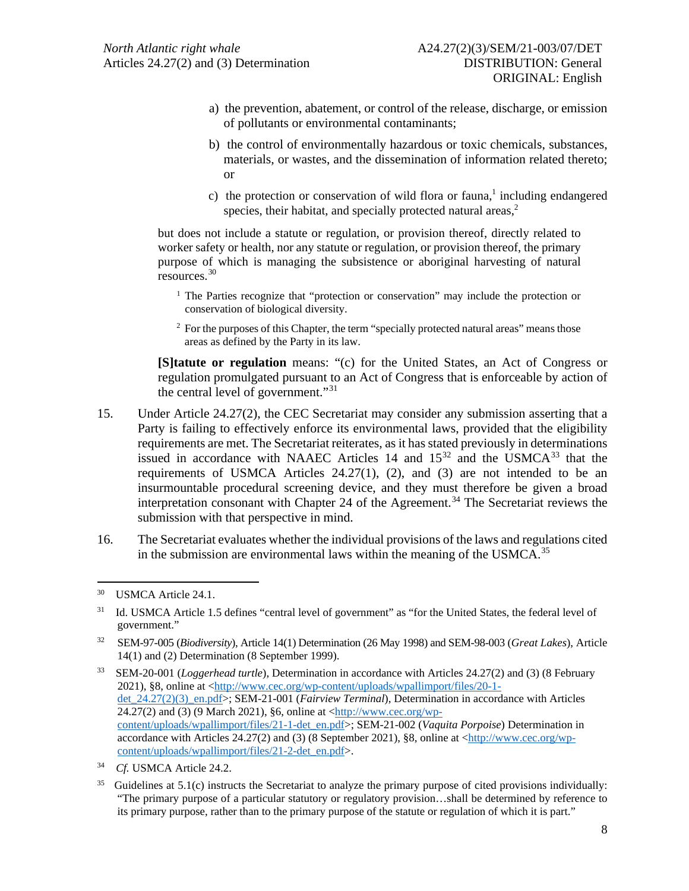a) the prevention, abatement, or control of the release, discharge, or emission of pollutants or environmental contaminants;

b) the control of environmentally hazardous or toxic chemicals, substances, materials, or wastes, and the dissemination of information related thereto; or

c) the protection or conservation of wild flora or fauna,[1] including endangered species, their habitat, and specially protected natural areas,[2]

but does not include a statute or regulation, or provision thereof, directly related to worker safety or health, nor any statute or regulation, or provision thereof, the primary purpose of which is managing the subsistence or aboriginal harvesting of natural resources.[30]

[1] The Parties recognize that "protection or conservation" may include the protection or conservation of biological diversity.

[2] For the purposes of this Chapter, the term "specially protected natural areas" means those areas as defined by the Party in its law.

**[S]tatute or regulation** means: "(c) for the United States, an Act of Congress or regulation promulgated pursuant to an Act of Congress that is enforceable by action of the central level of government."[31]

15. Under Article 24.27(2), the CEC Secretariat may consider any submission asserting that a Party is failing to effectively enforce its environmental laws, provided that the eligibility requirements are met. The Secretariat reiterates, as it has stated previously in determinations issued in accordance with NAAEC Articles 14 and 15[32] and the USMCA[33] that the requirements of USMCA Articles 24.27(1), (2), and (3) are not intended to be an insurmountable procedural screening device, and they must therefore be given a broad interpretation consonant with Chapter 24 of the Agreement.[34] The Secretariat reviews the submission with that perspective in mind.

16. The Secretariat evaluates whether the individual provisions of the laws and regulations cited in the submission are environmental laws within the meaning of the USMCA.[35]

---

[30] USMCA Article 24.1.

[31] Id. USMCA Article 1.5 defines "central level of government" as "for the United States, the federal level of government."

[32] SEM-97-005 (*Biodiversity*), Article 14(1) Determination (26 May 1998) and SEM-98-003 (*Great Lakes*), Article 14(1) and (2) Determination (8 September 1999).

[33] SEM-20-001 (*Loggerhead turtle*), Determination in accordance with Articles 24.27(2) and (3) (8 February 2021), §8, online at <http://www.cec.org/wp-content/uploads/wpallimport/files/20-1-det_24.27(2)(3)_en.pdf>; SEM-21-001 (*Fairview Terminal*), Determination in accordance with Articles 24.27(2) and (3) (9 March 2021), §6, online at <http://www.cec.org/wp-content/uploads/wpallimport/files/21-1-det_en.pdf>; SEM-21-002 (*Vaquita Porpoise*) Determination in accordance with Articles 24.27(2) and (3) (8 September 2021), §8, online at <http://www.cec.org/wp-content/uploads/wpallimport/files/21-2-det_en.pdf>.

[34] *Cf.* USMCA Article 24.2.

[35] Guidelines at 5.1(c) instructs the Secretariat to analyze the primary purpose of cited provisions individually: "The primary purpose of a particular statutory or regulatory provision…shall be determined by reference to its primary purpose, rather than to the primary purpose of the statute or regulation of which it is part."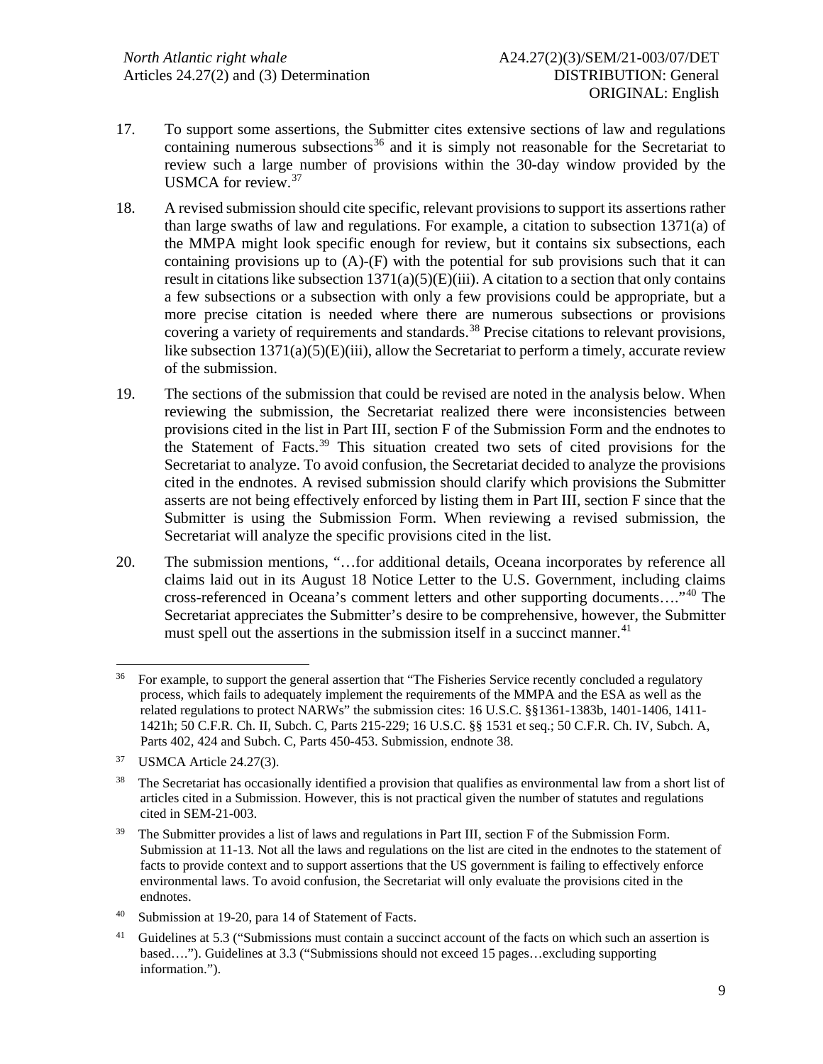17. To support some assertions, the Submitter cites extensive sections of law and regulations containing numerous subsections[36] and it is simply not reasonable for the Secretariat to review such a large number of provisions within the 30-day window provided by the USMCA for review.[37]

18. A revised submission should cite specific, relevant provisions to support its assertions rather than large swaths of law and regulations. For example, a citation to subsection 1371(a) of the MMPA might look specific enough for review, but it contains six subsections, each containing provisions up to (A)-(F) with the potential for sub provisions such that it can result in citations like subsection 1371(a)(5)(E)(iii). A citation to a section that only contains a few subsections or a subsection with only a few provisions could be appropriate, but a more precise citation is needed where there are numerous subsections or provisions covering a variety of requirements and standards.[38] Precise citations to relevant provisions, like subsection 1371(a)(5)(E)(iii), allow the Secretariat to perform a timely, accurate review of the submission.

19. The sections of the submission that could be revised are noted in the analysis below. When reviewing the submission, the Secretariat realized there were inconsistencies between provisions cited in the list in Part III, section F of the Submission Form and the endnotes to the Statement of Facts.[39] This situation created two sets of cited provisions for the Secretariat to analyze. To avoid confusion, the Secretariat decided to analyze the provisions cited in the endnotes. A revised submission should clarify which provisions the Submitter asserts are not being effectively enforced by listing them in Part III, section F since that the Submitter is using the Submission Form. When reviewing a revised submission, the Secretariat will analyze the specific provisions cited in the list.

20. The submission mentions, "…for additional details, Oceana incorporates by reference all claims laid out in its August 18 Notice Letter to the U.S. Government, including claims cross-referenced in Oceana's comment letters and other supporting documents…."[40] The Secretariat appreciates the Submitter's desire to be comprehensive, however, the Submitter must spell out the assertions in the submission itself in a succinct manner.[41]

---

[36] For example, to support the general assertion that "The Fisheries Service recently concluded a regulatory process, which fails to adequately implement the requirements of the MMPA and the ESA as well as the related regulations to protect NARWs" the submission cites: 16 U.S.C. §§1361-1383b, 1401-1406, 1411-1421h; 50 C.F.R. Ch. II, Subch. C, Parts 215-229; 16 U.S.C. §§ 1531 et seq.; 50 C.F.R. Ch. IV, Subch. A, Parts 402, 424 and Subch. C, Parts 450-453. Submission, endnote 38.

[37] USMCA Article 24.27(3).

[38] The Secretariat has occasionally identified a provision that qualifies as environmental law from a short list of articles cited in a Submission. However, this is not practical given the number of statutes and regulations cited in SEM-21-003.

[39] The Submitter provides a list of laws and regulations in Part III, section F of the Submission Form. Submission at 11-13. Not all the laws and regulations on the list are cited in the endnotes to the statement of facts to provide context and to support assertions that the US government is failing to effectively enforce environmental laws. To avoid confusion, the Secretariat will only evaluate the provisions cited in the endnotes.

[40] Submission at 19-20, para 14 of Statement of Facts.

[41] Guidelines at 5.3 ("Submissions must contain a succinct account of the facts on which such an assertion is based…."). Guidelines at 3.3 ("Submissions should not exceed 15 pages…excluding supporting information.").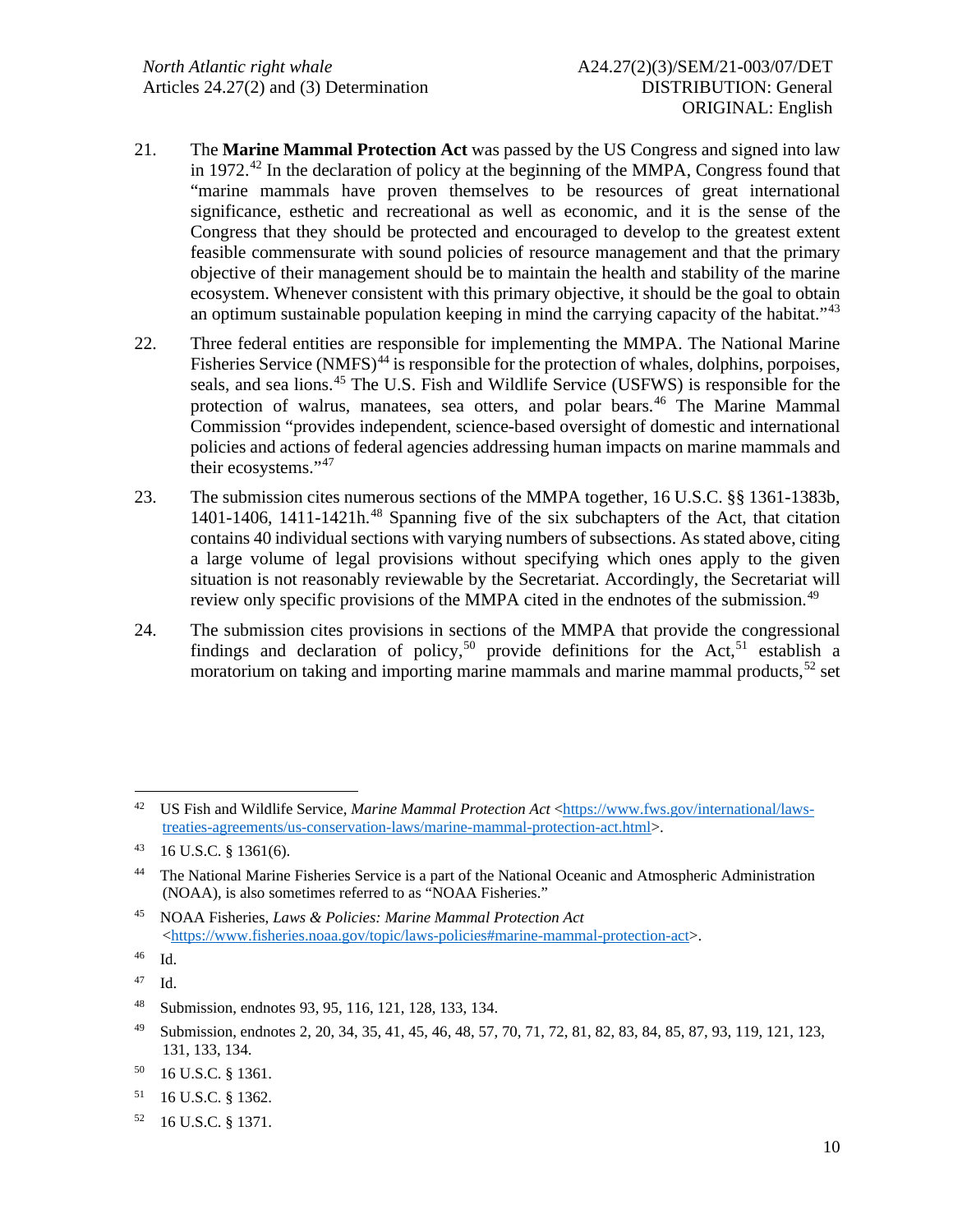21. The **Marine Mammal Protection Act** was passed by the US Congress and signed into law in 1972.[42] In the declaration of policy at the beginning of the MMPA, Congress found that "marine mammals have proven themselves to be resources of great international significance, esthetic and recreational as well as economic, and it is the sense of the Congress that they should be protected and encouraged to develop to the greatest extent feasible commensurate with sound policies of resource management and that the primary objective of their management should be to maintain the health and stability of the marine ecosystem. Whenever consistent with this primary objective, it should be the goal to obtain an optimum sustainable population keeping in mind the carrying capacity of the habitat."[43]

22. Three federal entities are responsible for implementing the MMPA. The National Marine Fisheries Service (NMFS)[44] is responsible for the protection of whales, dolphins, porpoises, seals, and sea lions.[45] The U.S. Fish and Wildlife Service (USFWS) is responsible for the protection of walrus, manatees, sea otters, and polar bears.[46] The Marine Mammal Commission "provides independent, science-based oversight of domestic and international policies and actions of federal agencies addressing human impacts on marine mammals and their ecosystems."[47]

23. The submission cites numerous sections of the MMPA together, 16 U.S.C. §§ 1361-1383b, 1401-1406, 1411-1421h.[48] Spanning five of the six subchapters of the Act, that citation contains 40 individual sections with varying numbers of subsections. As stated above, citing a large volume of legal provisions without specifying which ones apply to the given situation is not reasonably reviewable by the Secretariat. Accordingly, the Secretariat will review only specific provisions of the MMPA cited in the endnotes of the submission.[49]

24. The submission cites provisions in sections of the MMPA that provide the congressional findings and declaration of policy,[50] provide definitions for the Act,[51] establish a moratorium on taking and importing marine mammals and marine mammal products,[52] set

---

[42] US Fish and Wildlife Service, *Marine Mammal Protection Act* <https://www.fws.gov/international/laws-treaties-agreements/us-conservation-laws/marine-mammal-protection-act.html>.

[43] 16 U.S.C. § 1361(6).

[44] The National Marine Fisheries Service is a part of the National Oceanic and Atmospheric Administration (NOAA), is also sometimes referred to as "NOAA Fisheries."

[45] NOAA Fisheries, *Laws & Policies: Marine Mammal Protection Act* <https://www.fisheries.noaa.gov/topic/laws-policies#marine-mammal-protection-act>.

[46] Id.

[47] Id.

[48] Submission, endnotes 93, 95, 116, 121, 128, 133, 134.

[49] Submission, endnotes 2, 20, 34, 35, 41, 45, 46, 48, 57, 70, 71, 72, 81, 82, 83, 84, 85, 87, 93, 119, 121, 123, 131, 133, 134.

[50] 16 U.S.C. § 1361.

[51] 16 U.S.C. § 1362.

[52] 16 U.S.C. § 1371.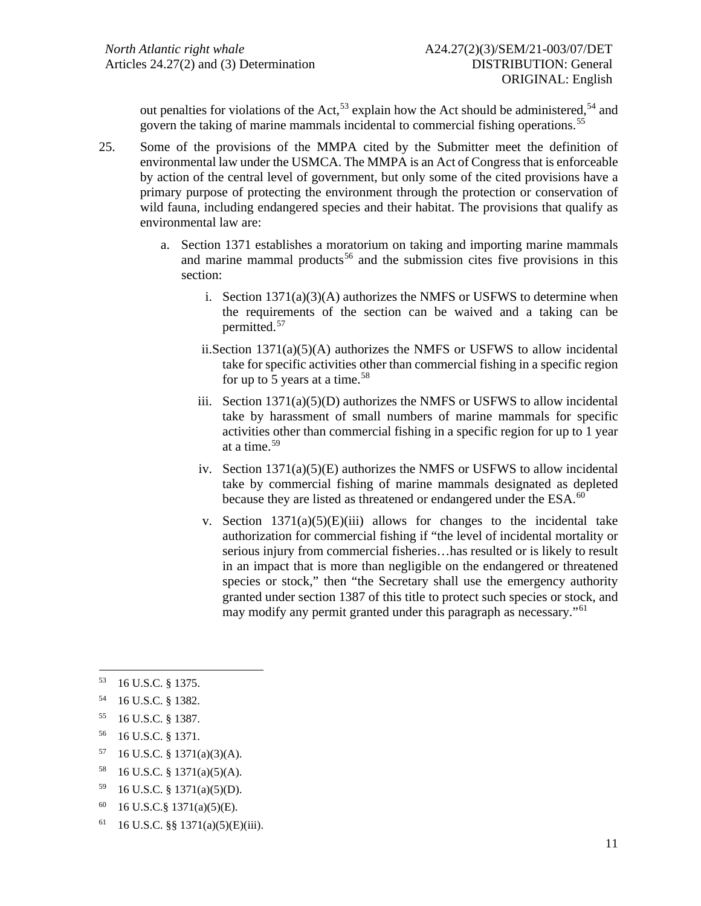out penalties for violations of the Act,[53] explain how the Act should be administered,[54] and govern the taking of marine mammals incidental to commercial fishing operations.[55]

25. Some of the provisions of the MMPA cited by the Submitter meet the definition of environmental law under the USMCA. The MMPA is an Act of Congress that is enforceable by action of the central level of government, but only some of the cited provisions have a primary purpose of protecting the environment through the protection or conservation of wild fauna, including endangered species and their habitat. The provisions that qualify as environmental law are:

   a. Section 1371 establishes a moratorium on taking and importing marine mammals and marine mammal products[56] and the submission cites five provisions in this section:

      i. Section 1371(a)(3)(A) authorizes the NMFS or USFWS to determine when the requirements of the section can be waived and a taking can be permitted.[57]

      ii. Section 1371(a)(5)(A) authorizes the NMFS or USFWS to allow incidental take for specific activities other than commercial fishing in a specific region for up to 5 years at a time.[58]

      iii. Section 1371(a)(5)(D) authorizes the NMFS or USFWS to allow incidental take by harassment of small numbers of marine mammals for specific activities other than commercial fishing in a specific region for up to 1 year at a time.[59]

      iv. Section 1371(a)(5)(E) authorizes the NMFS or USFWS to allow incidental take by commercial fishing of marine mammals designated as depleted because they are listed as threatened or endangered under the ESA.[60]

      v. Section 1371(a)(5)(E)(iii) allows for changes to the incidental take authorization for commercial fishing if "the level of incidental mortality or serious injury from commercial fisheries…has resulted or is likely to result in an impact that is more than negligible on the endangered or threatened species or stock," then "the Secretary shall use the emergency authority granted under section 1387 of this title to protect such species or stock, and may modify any permit granted under this paragraph as necessary."[61]

---

[53] 16 U.S.C. § 1375.

[54] 16 U.S.C. § 1382.

[55] 16 U.S.C. § 1387.

[56] 16 U.S.C. § 1371.

[57] 16 U.S.C. § 1371(a)(3)(A).

[58] 16 U.S.C. § 1371(a)(5)(A).

[59] 16 U.S.C. § 1371(a)(5)(D).

[60] 16 U.S.C.§ 1371(a)(5)(E).

[61] 16 U.S.C. §§ 1371(a)(5)(E)(iii).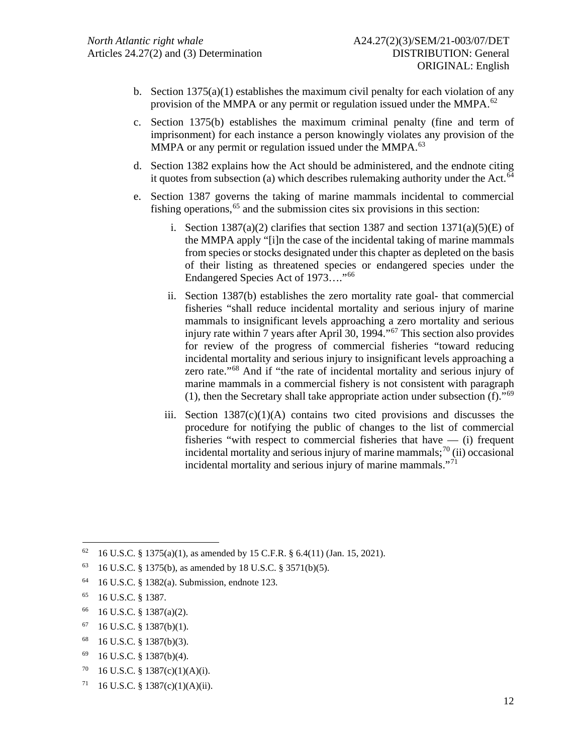b. Section 1375(a)(1) establishes the maximum civil penalty for each violation of any provision of the MMPA or any permit or regulation issued under the MMPA.[62]

c. Section 1375(b) establishes the maximum criminal penalty (fine and term of imprisonment) for each instance a person knowingly violates any provision of the MMPA or any permit or regulation issued under the MMPA.[63]

d. Section 1382 explains how the Act should be administered, and the endnote citing it quotes from subsection (a) which describes rulemaking authority under the Act.[64]

e. Section 1387 governs the taking of marine mammals incidental to commercial fishing operations,[65] and the submission cites six provisions in this section:

   i. Section 1387(a)(2) clarifies that section 1387 and section 1371(a)(5)(E) of the MMPA apply "[i]n the case of the incidental taking of marine mammals from species or stocks designated under this chapter as depleted on the basis of their listing as threatened species or endangered species under the Endangered Species Act of 1973…."[66]

   ii. Section 1387(b) establishes the zero mortality rate goal- that commercial fisheries "shall reduce incidental mortality and serious injury of marine mammals to insignificant levels approaching a zero mortality and serious injury rate within 7 years after April 30, 1994."[67] This section also provides for review of the progress of commercial fisheries "toward reducing incidental mortality and serious injury to insignificant levels approaching a zero rate."[68] And if "the rate of incidental mortality and serious injury of marine mammals in a commercial fishery is not consistent with paragraph (1), then the Secretary shall take appropriate action under subsection (f)."[69]

   iii. Section 1387(c)(1)(A) contains two cited provisions and discusses the procedure for notifying the public of changes to the list of commercial fisheries "with respect to commercial fisheries that have — (i) frequent incidental mortality and serious injury of marine mammals;[70] (ii) occasional incidental mortality and serious injury of marine mammals."[71]

---

[62] 16 U.S.C. § 1375(a)(1), as amended by 15 C.F.R. § 6.4(11) (Jan. 15, 2021).

[63] 16 U.S.C. § 1375(b), as amended by 18 U.S.C. § 3571(b)(5).

[64] 16 U.S.C. § 1382(a). Submission, endnote 123.

[65] 16 U.S.C. § 1387.

[66] 16 U.S.C. § 1387(a)(2).

[67] 16 U.S.C. § 1387(b)(1).

[68] 16 U.S.C. § 1387(b)(3).

[69] 16 U.S.C. § 1387(b)(4).

[70] 16 U.S.C. § 1387(c)(1)(A)(i).

[71] 16 U.S.C. § 1387(c)(1)(A)(ii).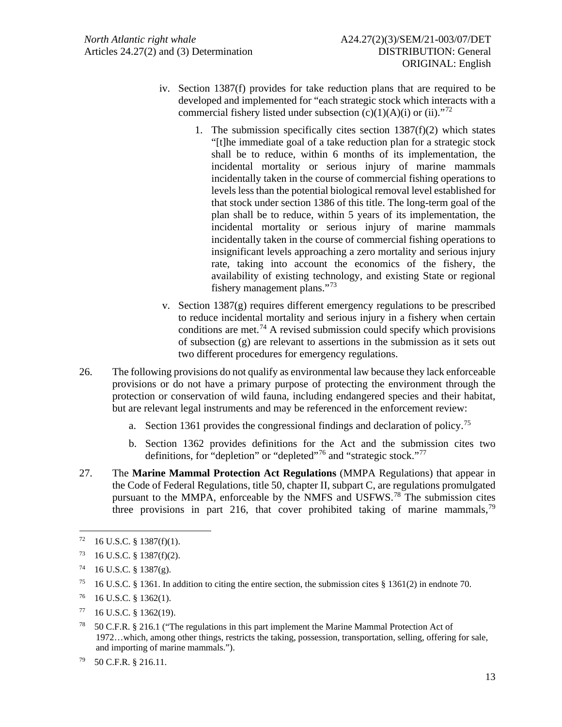iv. Section 1387(f) provides for take reduction plans that are required to be developed and implemented for "each strategic stock which interacts with a commercial fishery listed under subsection (c)(1)(A)(i) or (ii)."[72]

1. The submission specifically cites section 1387(f)(2) which states "[t]he immediate goal of a take reduction plan for a strategic stock shall be to reduce, within 6 months of its implementation, the incidental mortality or serious injury of marine mammals incidentally taken in the course of commercial fishing operations to levels less than the potential biological removal level established for that stock under section 1386 of this title. The long-term goal of the plan shall be to reduce, within 5 years of its implementation, the incidental mortality or serious injury of marine mammals incidentally taken in the course of commercial fishing operations to insignificant levels approaching a zero mortality and serious injury rate, taking into account the economics of the fishery, the availability of existing technology, and existing State or regional fishery management plans."[73]

v. Section 1387(g) requires different emergency regulations to be prescribed to reduce incidental mortality and serious injury in a fishery when certain conditions are met.[74] A revised submission could specify which provisions of subsection (g) are relevant to assertions in the submission as it sets out two different procedures for emergency regulations.

26. The following provisions do not qualify as environmental law because they lack enforceable provisions or do not have a primary purpose of protecting the environment through the protection or conservation of wild fauna, including endangered species and their habitat, but are relevant legal instruments and may be referenced in the enforcement review:

a. Section 1361 provides the congressional findings and declaration of policy.[75]

b. Section 1362 provides definitions for the Act and the submission cites two definitions, for "depletion" or "depleted"[76] and "strategic stock."[77]

27. The **Marine Mammal Protection Act Regulations** (MMPA Regulations) that appear in the Code of Federal Regulations, title 50, chapter II, subpart C, are regulations promulgated pursuant to the MMPA, enforceable by the NMFS and USFWS.[78] The submission cites three provisions in part 216, that cover prohibited taking of marine mammals,[79]

---

[72] 16 U.S.C. § 1387(f)(1).

[73] 16 U.S.C. § 1387(f)(2).

[74] 16 U.S.C. § 1387(g).

[75] 16 U.S.C. § 1361. In addition to citing the entire section, the submission cites § 1361(2) in endnote 70.

[76] 16 U.S.C. § 1362(1).

[77] 16 U.S.C. § 1362(19).

[78] 50 C.F.R. § 216.1 ("The regulations in this part implement the Marine Mammal Protection Act of 1972…which, among other things, restricts the taking, possession, transportation, selling, offering for sale, and importing of marine mammals.").

[79] 50 C.F.R. § 216.11.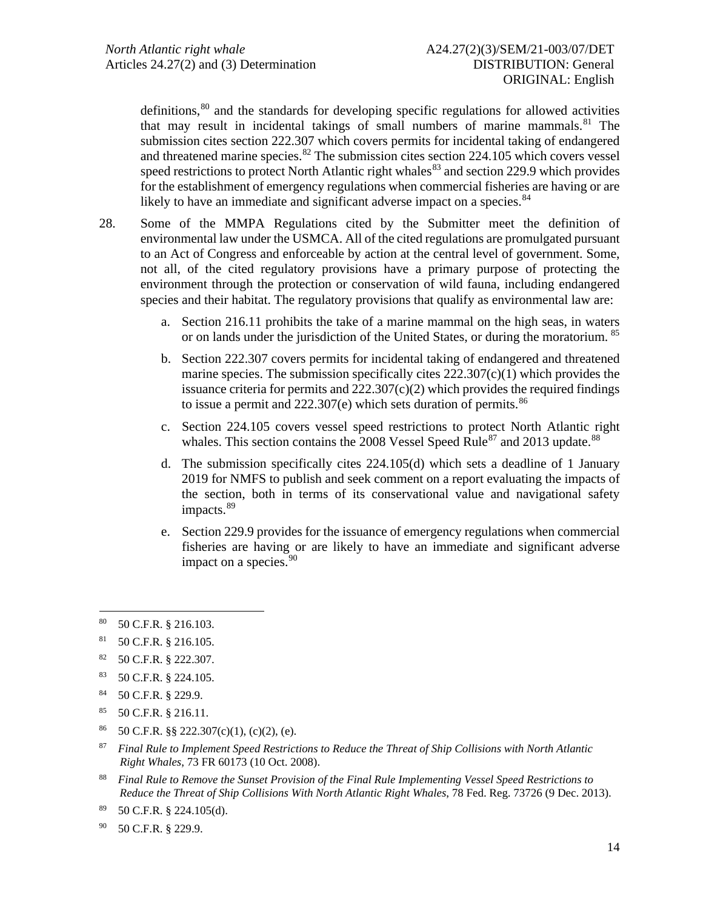definitions,[80] and the standards for developing specific regulations for allowed activities that may result in incidental takings of small numbers of marine mammals.[81] The submission cites section 222.307 which covers permits for incidental taking of endangered and threatened marine species.[82] The submission cites section 224.105 which covers vessel speed restrictions to protect North Atlantic right whales[83] and section 229.9 which provides for the establishment of emergency regulations when commercial fisheries are having or are likely to have an immediate and significant adverse impact on a species.[84]

28. Some of the MMPA Regulations cited by the Submitter meet the definition of environmental law under the USMCA. All of the cited regulations are promulgated pursuant to an Act of Congress and enforceable by action at the central level of government. Some, not all, of the cited regulatory provisions have a primary purpose of protecting the environment through the protection or conservation of wild fauna, including endangered species and their habitat. The regulatory provisions that qualify as environmental law are:

    a. Section 216.11 prohibits the take of a marine mammal on the high seas, in waters or on lands under the jurisdiction of the United States, or during the moratorium.[85]

    b. Section 222.307 covers permits for incidental taking of endangered and threatened marine species. The submission specifically cites 222.307(c)(1) which provides the issuance criteria for permits and 222.307(c)(2) which provides the required findings to issue a permit and 222.307(e) which sets duration of permits.[86]

    c. Section 224.105 covers vessel speed restrictions to protect North Atlantic right whales. This section contains the 2008 Vessel Speed Rule[87] and 2013 update.[88]

    d. The submission specifically cites 224.105(d) which sets a deadline of 1 January 2019 for NMFS to publish and seek comment on a report evaluating the impacts of the section, both in terms of its conservational value and navigational safety impacts.[89]

    e. Section 229.9 provides for the issuance of emergency regulations when commercial fisheries are having or are likely to have an immediate and significant adverse impact on a species.[90]

---

[80] 50 C.F.R. § 216.103.

[81] 50 C.F.R. § 216.105.

[82] 50 C.F.R. § 222.307.

[83] 50 C.F.R. § 224.105.

[84] 50 C.F.R. § 229.9.

[85] 50 C.F.R. § 216.11.

[86] 50 C.F.R. §§ 222.307(c)(1), (c)(2), (e).

[87] *Final Rule to Implement Speed Restrictions to Reduce the Threat of Ship Collisions with North Atlantic Right Whales*, 73 FR 60173 (10 Oct. 2008).

[88] *Final Rule to Remove the Sunset Provision of the Final Rule Implementing Vessel Speed Restrictions to Reduce the Threat of Ship Collisions With North Atlantic Right Whales*, 78 Fed. Reg. 73726 (9 Dec. 2013).

[89] 50 C.F.R. § 224.105(d).

[90] 50 C.F.R. § 229.9.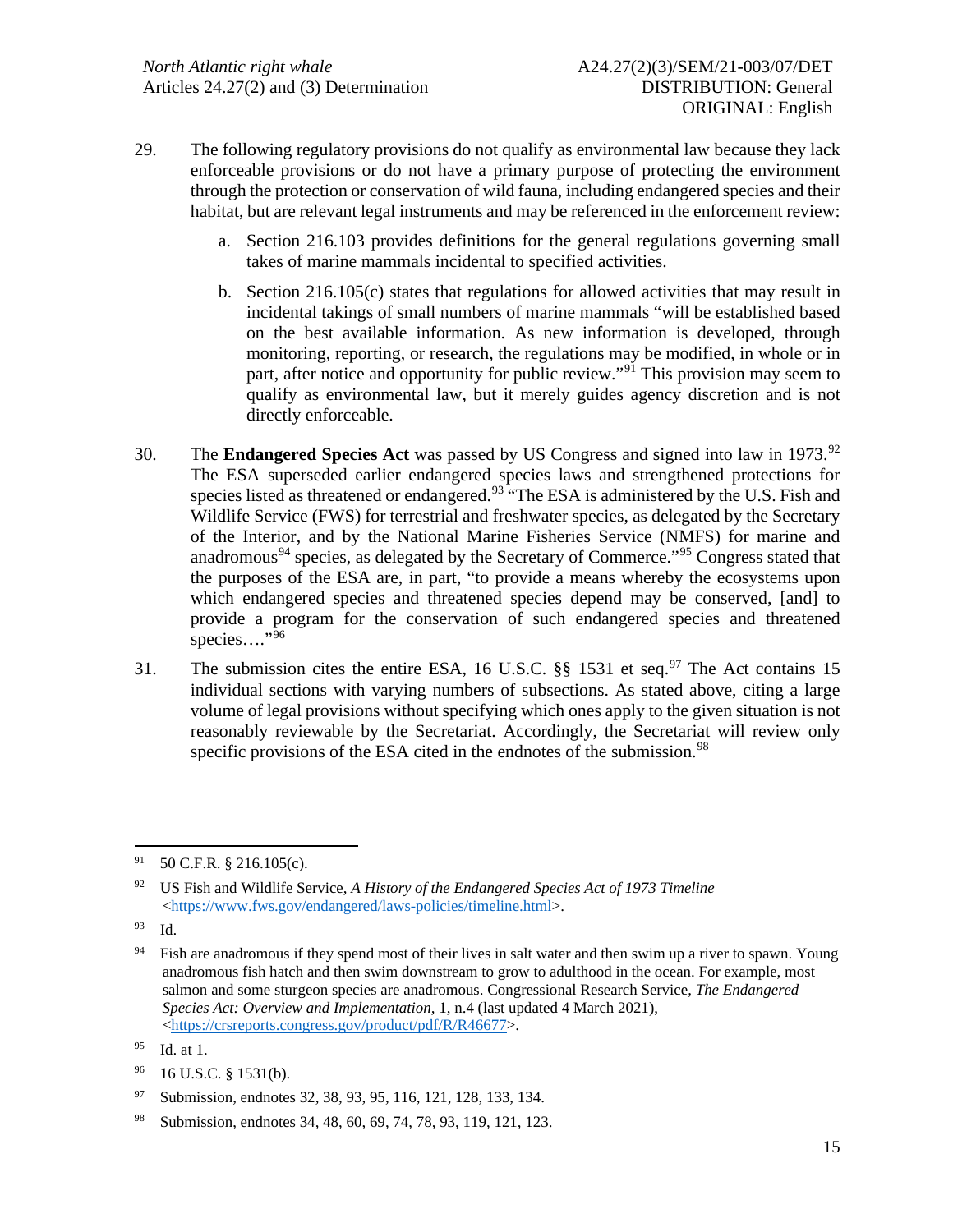29. The following regulatory provisions do not qualify as environmental law because they lack enforceable provisions or do not have a primary purpose of protecting the environment through the protection or conservation of wild fauna, including endangered species and their habitat, but are relevant legal instruments and may be referenced in the enforcement review:

    a. Section 216.103 provides definitions for the general regulations governing small takes of marine mammals incidental to specified activities.

    b. Section 216.105(c) states that regulations for allowed activities that may result in incidental takings of small numbers of marine mammals "will be established based on the best available information. As new information is developed, through monitoring, reporting, or research, the regulations may be modified, in whole or in part, after notice and opportunity for public review."[91] This provision may seem to qualify as environmental law, but it merely guides agency discretion and is not directly enforceable.

30. The **Endangered Species Act** was passed by US Congress and signed into law in 1973.[92] The ESA superseded earlier endangered species laws and strengthened protections for species listed as threatened or endangered.[93] "The ESA is administered by the U.S. Fish and Wildlife Service (FWS) for terrestrial and freshwater species, as delegated by the Secretary of the Interior, and by the National Marine Fisheries Service (NMFS) for marine and anadromous[94] species, as delegated by the Secretary of Commerce."[95] Congress stated that the purposes of the ESA are, in part, "to provide a means whereby the ecosystems upon which endangered species and threatened species depend may be conserved, [and] to provide a program for the conservation of such endangered species and threatened species…."[96]

31. The submission cites the entire ESA, 16 U.S.C. §§ 1531 et seq.[97] The Act contains 15 individual sections with varying numbers of subsections. As stated above, citing a large volume of legal provisions without specifying which ones apply to the given situation is not reasonably reviewable by the Secretariat. Accordingly, the Secretariat will review only specific provisions of the ESA cited in the endnotes of the submission.[98]

---

[91] 50 C.F.R. § 216.105(c).

[92] US Fish and Wildlife Service, *A History of the Endangered Species Act of 1973 Timeline* <https://www.fws.gov/endangered/laws-policies/timeline.html>.

[93] Id.

[94] Fish are anadromous if they spend most of their lives in salt water and then swim up a river to spawn. Young anadromous fish hatch and then swim downstream to grow to adulthood in the ocean. For example, most salmon and some sturgeon species are anadromous. Congressional Research Service, *The Endangered Species Act: Overview and Implementation*, 1, n.4 (last updated 4 March 2021), <https://crsreports.congress.gov/product/pdf/R/R46677>.

[95] Id. at 1.

[96] 16 U.S.C. § 1531(b).

[97] Submission, endnotes 32, 38, 93, 95, 116, 121, 128, 133, 134.

[98] Submission, endnotes 34, 48, 60, 69, 74, 78, 93, 119, 121, 123.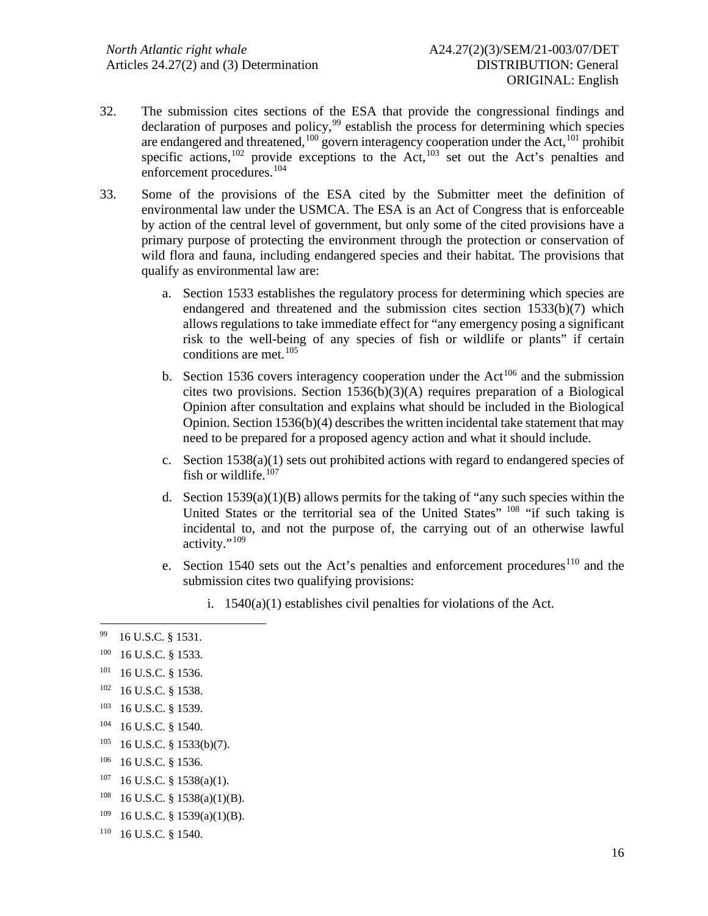32. The submission cites sections of the ESA that provide the congressional findings and declaration of purposes and policy,[99] establish the process for determining which species are endangered and threatened,[100] govern interagency cooperation under the Act,[101] prohibit specific actions,[102] provide exceptions to the Act,[103] set out the Act's penalties and enforcement procedures.[104]

33. Some of the provisions of the ESA cited by the Submitter meet the definition of environmental law under the USMCA. The ESA is an Act of Congress that is enforceable by action of the central level of government, but only some of the cited provisions have a primary purpose of protecting the environment through the protection or conservation of wild flora and fauna, including endangered species and their habitat. The provisions that qualify as environmental law are:

    a. Section 1533 establishes the regulatory process for determining which species are endangered and threatened and the submission cites section 1533(b)(7) which allows regulations to take immediate effect for "any emergency posing a significant risk to the well-being of any species of fish or wildlife or plants" if certain conditions are met.[105]

    b. Section 1536 covers interagency cooperation under the Act[106] and the submission cites two provisions. Section 1536(b)(3)(A) requires preparation of a Biological Opinion after consultation and explains what should be included in the Biological Opinion. Section 1536(b)(4) describes the written incidental take statement that may need to be prepared for a proposed agency action and what it should include.

    c. Section 1538(a)(1) sets out prohibited actions with regard to endangered species of fish or wildlife.[107]

    d. Section 1539(a)(1)(B) allows permits for the taking of "any such species within the United States or the territorial sea of the United States" [108] "if such taking is incidental to, and not the purpose of, the carrying out of an otherwise lawful activity."[109]

    e. Section 1540 sets out the Act's penalties and enforcement procedures[110] and the submission cites two qualifying provisions:

        i. 1540(a)(1) establishes civil penalties for violations of the Act.

---

[99] 16 U.S.C. § 1531.

[100] 16 U.S.C. § 1533.

[101] 16 U.S.C. § 1536.

[102] 16 U.S.C. § 1538.

[103] 16 U.S.C. § 1539.

[104] 16 U.S.C. § 1540.

[105] 16 U.S.C. § 1533(b)(7).

[106] 16 U.S.C. § 1536.

[107] 16 U.S.C. § 1538(a)(1).

[108] 16 U.S.C. § 1538(a)(1)(B).

[109] 16 U.S.C. § 1539(a)(1)(B).

[110] 16 U.S.C. § 1540.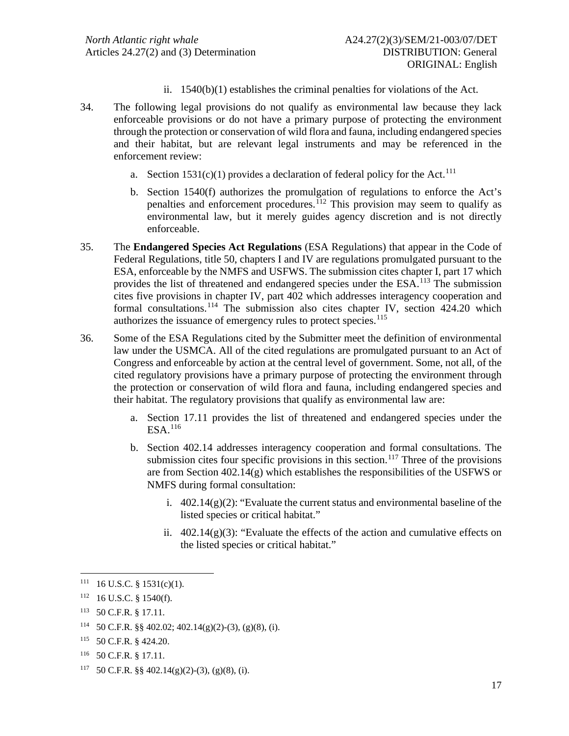ii. 1540(b)(1) establishes the criminal penalties for violations of the Act.

34. The following legal provisions do not qualify as environmental law because they lack enforceable provisions or do not have a primary purpose of protecting the environment through the protection or conservation of wild flora and fauna, including endangered species and their habitat, but are relevant legal instruments and may be referenced in the enforcement review:

   a. Section 1531(c)(1) provides a declaration of federal policy for the Act.[111]

   b. Section 1540(f) authorizes the promulgation of regulations to enforce the Act's penalties and enforcement procedures.[112] This provision may seem to qualify as environmental law, but it merely guides agency discretion and is not directly enforceable.

35. The **Endangered Species Act Regulations** (ESA Regulations) that appear in the Code of Federal Regulations, title 50, chapters I and IV are regulations promulgated pursuant to the ESA, enforceable by the NMFS and USFWS. The submission cites chapter I, part 17 which provides the list of threatened and endangered species under the ESA.[113] The submission cites five provisions in chapter IV, part 402 which addresses interagency cooperation and formal consultations.[114] The submission also cites chapter IV, section 424.20 which authorizes the issuance of emergency rules to protect species.[115]

36. Some of the ESA Regulations cited by the Submitter meet the definition of environmental law under the USMCA. All of the cited regulations are promulgated pursuant to an Act of Congress and enforceable by action at the central level of government. Some, not all, of the cited regulatory provisions have a primary purpose of protecting the environment through the protection or conservation of wild flora and fauna, including endangered species and their habitat. The regulatory provisions that qualify as environmental law are:

   a. Section 17.11 provides the list of threatened and endangered species under the ESA.[116]

   b. Section 402.14 addresses interagency cooperation and formal consultations. The submission cites four specific provisions in this section.[117] Three of the provisions are from Section 402.14(g) which establishes the responsibilities of the USFWS or NMFS during formal consultation:

      i. 402.14(g)(2): "Evaluate the current status and environmental baseline of the listed species or critical habitat."

      ii. 402.14(g)(3): "Evaluate the effects of the action and cumulative effects on the listed species or critical habitat."

---

[111] 16 U.S.C. § 1531(c)(1).

[112] 16 U.S.C. § 1540(f).

[113] 50 C.F.R. § 17.11.

[114] 50 C.F.R. §§ 402.02; 402.14(g)(2)-(3), (g)(8), (i).

[115] 50 C.F.R. § 424.20.

[116] 50 C.F.R. § 17.11.

[117] 50 C.F.R. §§ 402.14(g)(2)-(3), (g)(8), (i).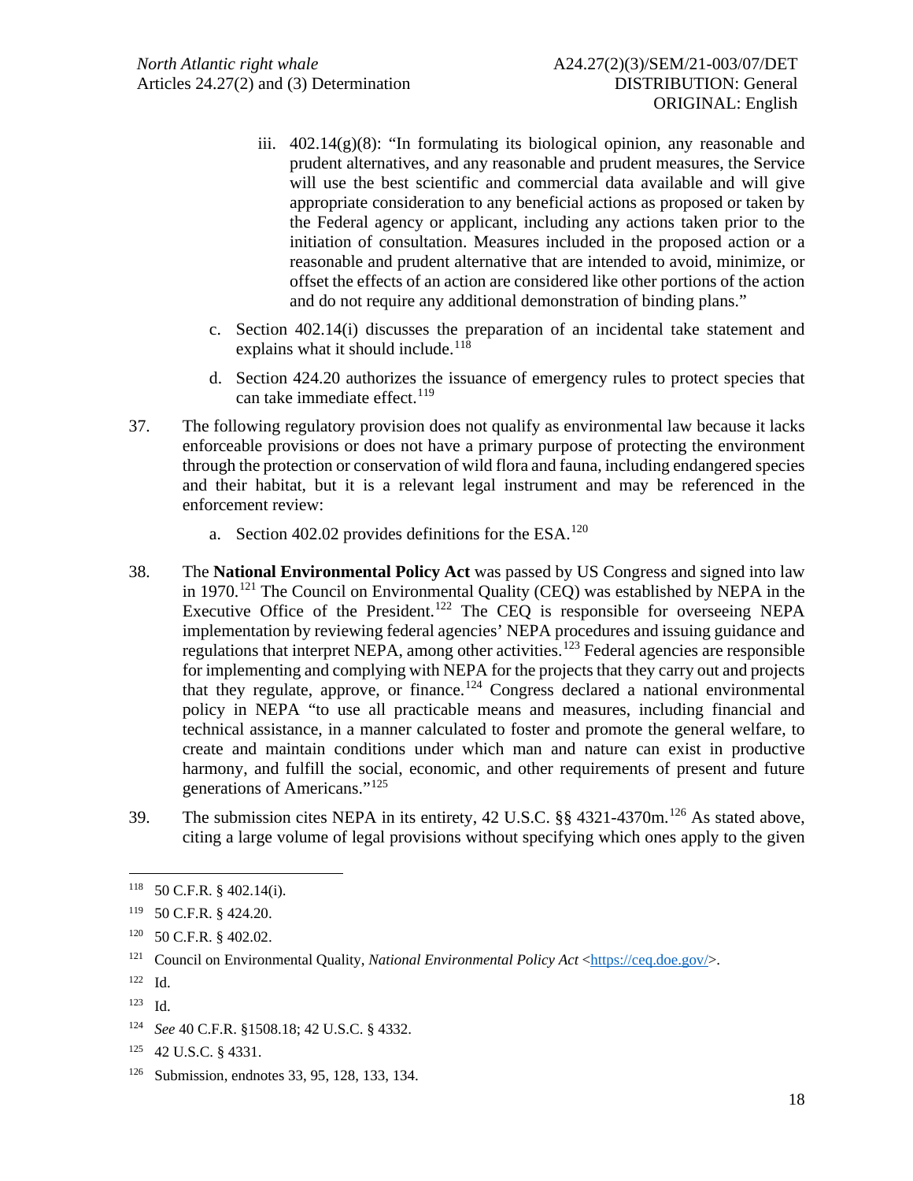iii. 402.14(g)(8): "In formulating its biological opinion, any reasonable and prudent alternatives, and any reasonable and prudent measures, the Service will use the best scientific and commercial data available and will give appropriate consideration to any beneficial actions as proposed or taken by the Federal agency or applicant, including any actions taken prior to the initiation of consultation. Measures included in the proposed action or a reasonable and prudent alternative that are intended to avoid, minimize, or offset the effects of an action are considered like other portions of the action and do not require any additional demonstration of binding plans."

c. Section 402.14(i) discusses the preparation of an incidental take statement and explains what it should include.[118]

d. Section 424.20 authorizes the issuance of emergency rules to protect species that can take immediate effect.[119]

37. The following regulatory provision does not qualify as environmental law because it lacks enforceable provisions or does not have a primary purpose of protecting the environment through the protection or conservation of wild flora and fauna, including endangered species and their habitat, but it is a relevant legal instrument and may be referenced in the enforcement review:

a. Section 402.02 provides definitions for the ESA.[120]

38. The **National Environmental Policy Act** was passed by US Congress and signed into law in 1970.[121] The Council on Environmental Quality (CEQ) was established by NEPA in the Executive Office of the President.[122] The CEQ is responsible for overseeing NEPA implementation by reviewing federal agencies' NEPA procedures and issuing guidance and regulations that interpret NEPA, among other activities.[123] Federal agencies are responsible for implementing and complying with NEPA for the projects that they carry out and projects that they regulate, approve, or finance.[124] Congress declared a national environmental policy in NEPA "to use all practicable means and measures, including financial and technical assistance, in a manner calculated to foster and promote the general welfare, to create and maintain conditions under which man and nature can exist in productive harmony, and fulfill the social, economic, and other requirements of present and future generations of Americans."[125]

39. The submission cites NEPA in its entirety, 42 U.S.C. §§ 4321-4370m.[126] As stated above, citing a large volume of legal provisions without specifying which ones apply to the given

---

[118] 50 C.F.R. § 402.14(i).

[119] 50 C.F.R. § 424.20.

[120] 50 C.F.R. § 402.02.

[121] Council on Environmental Quality, *National Environmental Policy Act* <https://ceq.doe.gov/>.

[122] Id.

[123] Id.

[124] *See* 40 C.F.R. §1508.18; 42 U.S.C. § 4332.

[125] 42 U.S.C. § 4331.

[126] Submission, endnotes 33, 95, 128, 133, 134.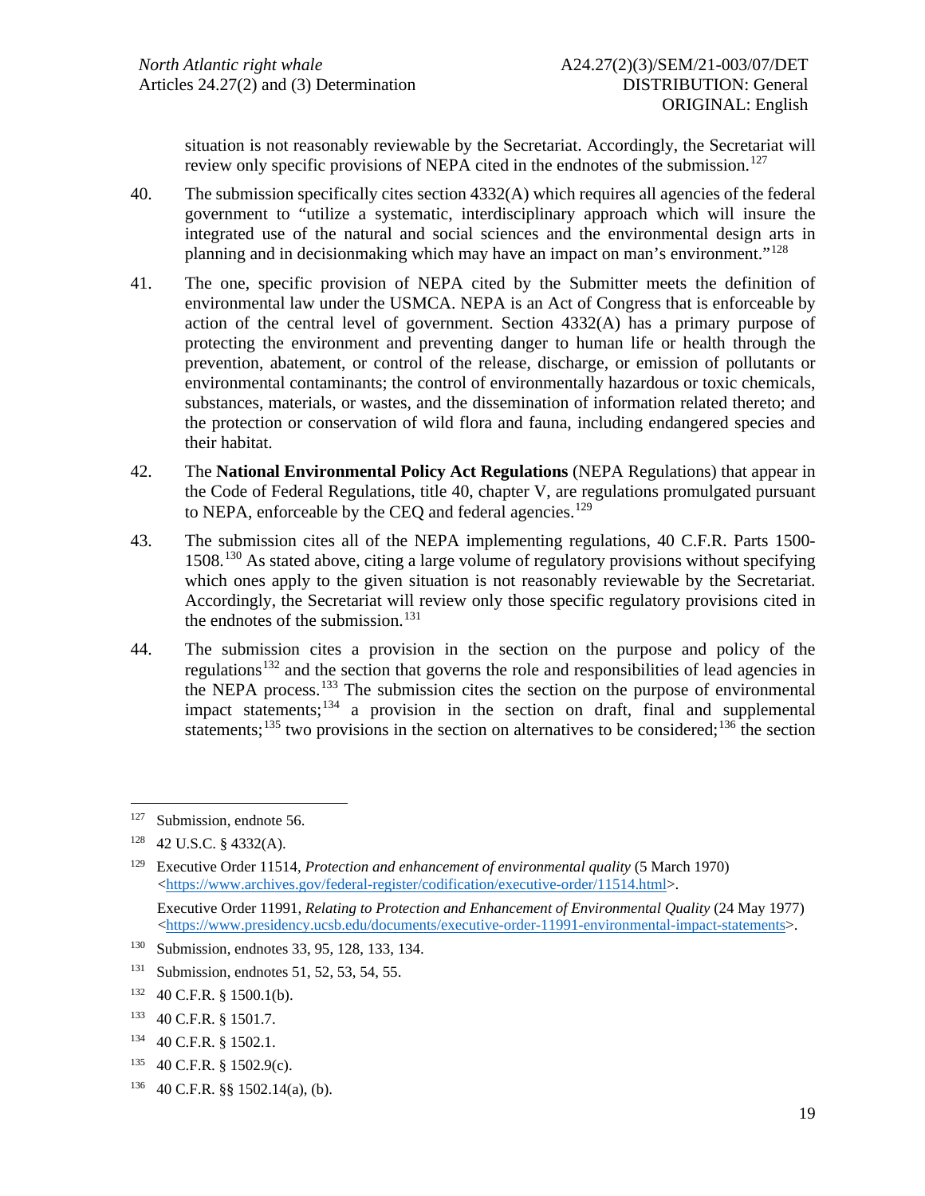situation is not reasonably reviewable by the Secretariat. Accordingly, the Secretariat will review only specific provisions of NEPA cited in the endnotes of the submission.[127]

40. The submission specifically cites section 4332(A) which requires all agencies of the federal government to "utilize a systematic, interdisciplinary approach which will insure the integrated use of the natural and social sciences and the environmental design arts in planning and in decisionmaking which may have an impact on man's environment."[128]

41. The one, specific provision of NEPA cited by the Submitter meets the definition of environmental law under the USMCA. NEPA is an Act of Congress that is enforceable by action of the central level of government. Section 4332(A) has a primary purpose of protecting the environment and preventing danger to human life or health through the prevention, abatement, or control of the release, discharge, or emission of pollutants or environmental contaminants; the control of environmentally hazardous or toxic chemicals, substances, materials, or wastes, and the dissemination of information related thereto; and the protection or conservation of wild flora and fauna, including endangered species and their habitat.

42. The **National Environmental Policy Act Regulations** (NEPA Regulations) that appear in the Code of Federal Regulations, title 40, chapter V, are regulations promulgated pursuant to NEPA, enforceable by the CEQ and federal agencies.[129]

43. The submission cites all of the NEPA implementing regulations, 40 C.F.R. Parts 1500-1508.[130] As stated above, citing a large volume of regulatory provisions without specifying which ones apply to the given situation is not reasonably reviewable by the Secretariat. Accordingly, the Secretariat will review only those specific regulatory provisions cited in the endnotes of the submission.[131]

44. The submission cites a provision in the section on the purpose and policy of the regulations[132] and the section that governs the role and responsibilities of lead agencies in the NEPA process.[133] The submission cites the section on the purpose of environmental impact statements;[134] a provision in the section on draft, final and supplemental statements;[135] two provisions in the section on alternatives to be considered;[136] the section

---

[127] Submission, endnote 56.

[128] 42 U.S.C. § 4332(A).

[129] Executive Order 11514, *Protection and enhancement of environmental quality* (5 March 1970) <https://www.archives.gov/federal-register/codification/executive-order/11514.html>.

Executive Order 11991, *Relating to Protection and Enhancement of Environmental Quality* (24 May 1977) <https://www.presidency.ucsb.edu/documents/executive-order-11991-environmental-impact-statements>.

[130] Submission, endnotes 33, 95, 128, 133, 134.

[131] Submission, endnotes 51, 52, 53, 54, 55.

[132] 40 C.F.R. § 1500.1(b).

[133] 40 C.F.R. § 1501.7.

[134] 40 C.F.R. § 1502.1.

[135] 40 C.F.R. § 1502.9(c).

[136] 40 C.F.R. §§ 1502.14(a), (b).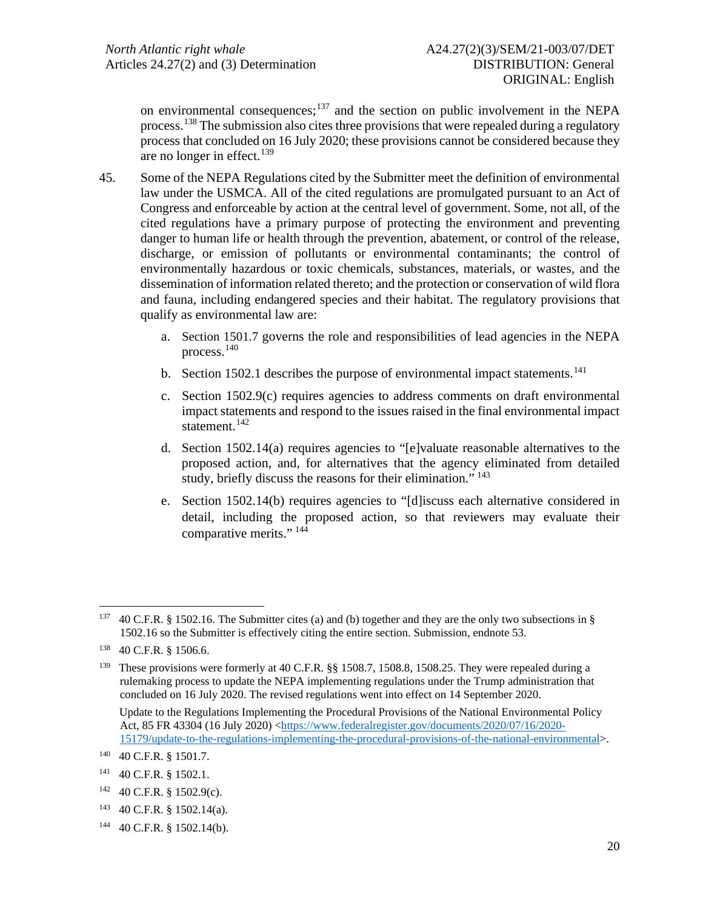on environmental consequences;[137] and the section on public involvement in the NEPA process.[138] The submission also cites three provisions that were repealed during a regulatory process that concluded on 16 July 2020; these provisions cannot be considered because they are no longer in effect.[139]

45. Some of the NEPA Regulations cited by the Submitter meet the definition of environmental law under the USMCA. All of the cited regulations are promulgated pursuant to an Act of Congress and enforceable by action at the central level of government. Some, not all, of the cited regulations have a primary purpose of protecting the environment and preventing danger to human life or health through the prevention, abatement, or control of the release, discharge, or emission of pollutants or environmental contaminants; the control of environmentally hazardous or toxic chemicals, substances, materials, or wastes, and the dissemination of information related thereto; and the protection or conservation of wild flora and fauna, including endangered species and their habitat. The regulatory provisions that qualify as environmental law are:

    a. Section 1501.7 governs the role and responsibilities of lead agencies in the NEPA process.[140]

    b. Section 1502.1 describes the purpose of environmental impact statements.[141]

    c. Section 1502.9(c) requires agencies to address comments on draft environmental impact statements and respond to the issues raised in the final environmental impact statement.[142]

    d. Section 1502.14(a) requires agencies to "[e]valuate reasonable alternatives to the proposed action, and, for alternatives that the agency eliminated from detailed study, briefly discuss the reasons for their elimination."[143]

    e. Section 1502.14(b) requires agencies to "[d]iscuss each alternative considered in detail, including the proposed action, so that reviewers may evaluate their comparative merits."[144]

---

[137] 40 C.F.R. § 1502.16. The Submitter cites (a) and (b) together and they are the only two subsections in § 1502.16 so the Submitter is effectively citing the entire section. Submission, endnote 53.

[138] 40 C.F.R. § 1506.6.

[139] These provisions were formerly at 40 C.F.R. §§ 1508.7, 1508.8, 1508.25. They were repealed during a rulemaking process to update the NEPA implementing regulations under the Trump administration that concluded on 16 July 2020. The revised regulations went into effect on 14 September 2020.

Update to the Regulations Implementing the Procedural Provisions of the National Environmental Policy Act, 85 FR 43304 (16 July 2020) <https://www.federalregister.gov/documents/2020/07/16/2020-15179/update-to-the-regulations-implementing-the-procedural-provisions-of-the-national-environmental>.

[140] 40 C.F.R. § 1501.7.

[141] 40 C.F.R. § 1502.1.

[142] 40 C.F.R. § 1502.9(c).

[143] 40 C.F.R. § 1502.14(a).

[144] 40 C.F.R. § 1502.14(b).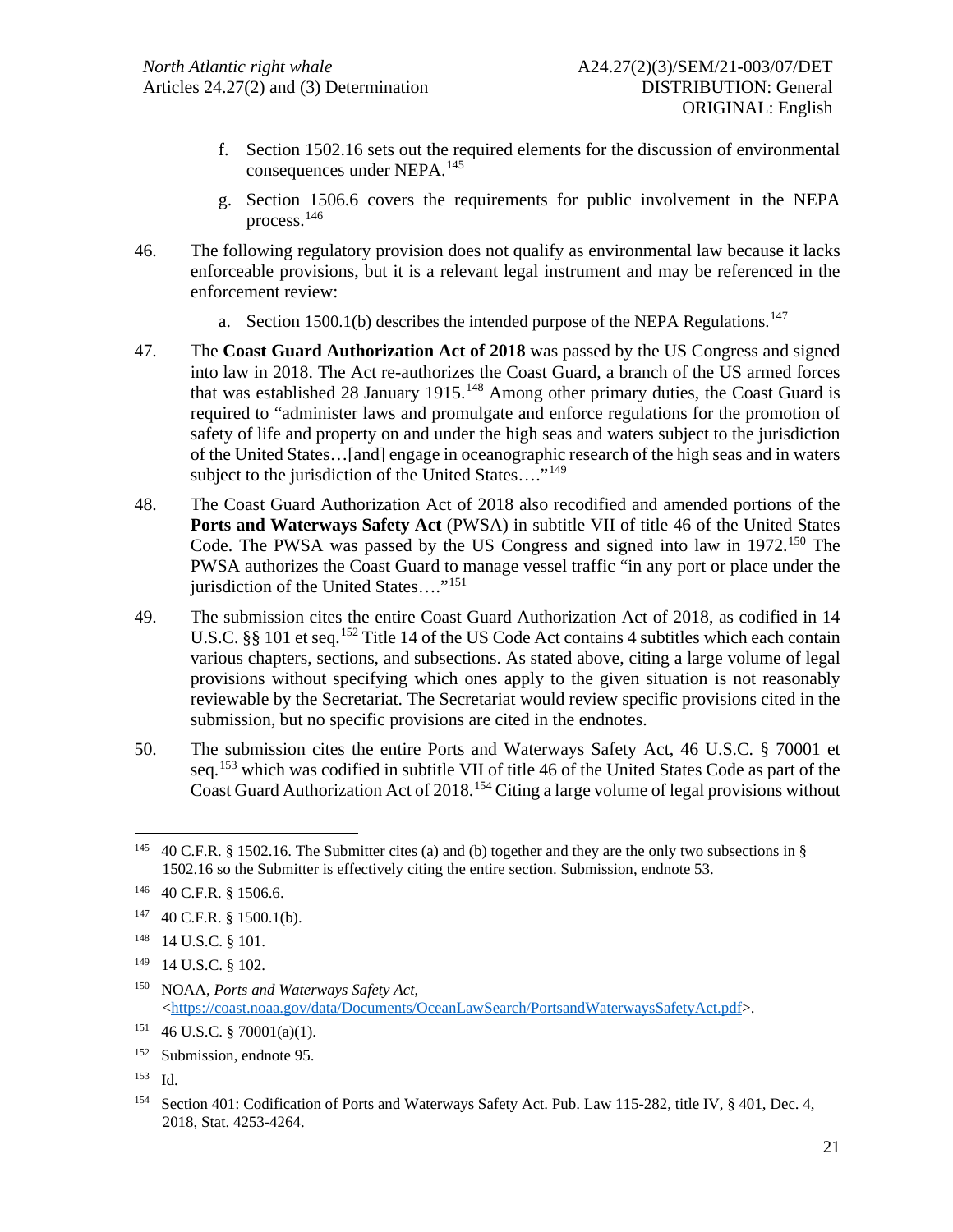f. Section 1502.16 sets out the required elements for the discussion of environmental consequences under NEPA.[145]

g. Section 1506.6 covers the requirements for public involvement in the NEPA process.[146]

46. The following regulatory provision does not qualify as environmental law because it lacks enforceable provisions, but it is a relevant legal instrument and may be referenced in the enforcement review:

a. Section 1500.1(b) describes the intended purpose of the NEPA Regulations.[147]

47. The **Coast Guard Authorization Act of 2018** was passed by the US Congress and signed into law in 2018. The Act re-authorizes the Coast Guard, a branch of the US armed forces that was established 28 January 1915.[148] Among other primary duties, the Coast Guard is required to "administer laws and promulgate and enforce regulations for the promotion of safety of life and property on and under the high seas and waters subject to the jurisdiction of the United States…[and] engage in oceanographic research of the high seas and in waters subject to the jurisdiction of the United States…."[149]

48. The Coast Guard Authorization Act of 2018 also recodified and amended portions of the **Ports and Waterways Safety Act** (PWSA) in subtitle VII of title 46 of the United States Code. The PWSA was passed by the US Congress and signed into law in 1972.[150] The PWSA authorizes the Coast Guard to manage vessel traffic "in any port or place under the jurisdiction of the United States…."[151]

49. The submission cites the entire Coast Guard Authorization Act of 2018, as codified in 14 U.S.C. §§ 101 et seq.[152] Title 14 of the US Code Act contains 4 subtitles which each contain various chapters, sections, and subsections. As stated above, citing a large volume of legal provisions without specifying which ones apply to the given situation is not reasonably reviewable by the Secretariat. The Secretariat would review specific provisions cited in the submission, but no specific provisions are cited in the endnotes.

50. The submission cites the entire Ports and Waterways Safety Act, 46 U.S.C. § 70001 et seq.[153] which was codified in subtitle VII of title 46 of the United States Code as part of the Coast Guard Authorization Act of 2018.[154] Citing a large volume of legal provisions without

---

[145] 40 C.F.R. § 1502.16. The Submitter cites (a) and (b) together and they are the only two subsections in § 1502.16 so the Submitter is effectively citing the entire section. Submission, endnote 53.

[146] 40 C.F.R. § 1506.6.

[147] 40 C.F.R. § 1500.1(b).

[148] 14 U.S.C. § 101.

[149] 14 U.S.C. § 102.

[150] NOAA, *Ports and Waterways Safety Act*, <https://coast.noaa.gov/data/Documents/OceanLawSearch/PortsandWaterwaysSafetyAct.pdf>.

[151] 46 U.S.C. § 70001(a)(1).

[152] Submission, endnote 95.

[153] Id.

[154] Section 401: Codification of Ports and Waterways Safety Act. Pub. Law 115-282, title IV, § 401, Dec. 4, 2018, Stat. 4253-4264.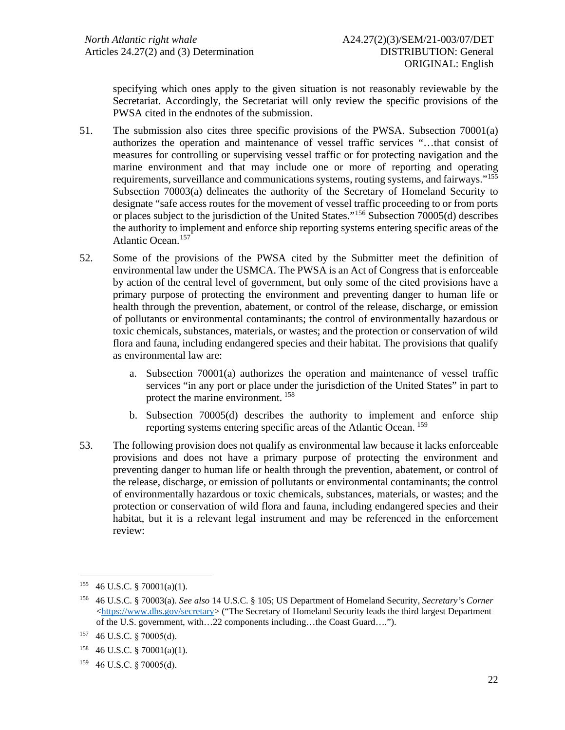specifying which ones apply to the given situation is not reasonably reviewable by the Secretariat. Accordingly, the Secretariat will only review the specific provisions of the PWSA cited in the endnotes of the submission.

51. The submission also cites three specific provisions of the PWSA. Subsection 70001(a) authorizes the operation and maintenance of vessel traffic services "…that consist of measures for controlling or supervising vessel traffic or for protecting navigation and the marine environment and that may include one or more of reporting and operating requirements, surveillance and communications systems, routing systems, and fairways."[155] Subsection 70003(a) delineates the authority of the Secretary of Homeland Security to designate "safe access routes for the movement of vessel traffic proceeding to or from ports or places subject to the jurisdiction of the United States."[156] Subsection 70005(d) describes the authority to implement and enforce ship reporting systems entering specific areas of the Atlantic Ocean.[157]

52. Some of the provisions of the PWSA cited by the Submitter meet the definition of environmental law under the USMCA. The PWSA is an Act of Congress that is enforceable by action of the central level of government, but only some of the cited provisions have a primary purpose of protecting the environment and preventing danger to human life or health through the prevention, abatement, or control of the release, discharge, or emission of pollutants or environmental contaminants; the control of environmentally hazardous or toxic chemicals, substances, materials, or wastes; and the protection or conservation of wild flora and fauna, including endangered species and their habitat. The provisions that qualify as environmental law are:

    a. Subsection 70001(a) authorizes the operation and maintenance of vessel traffic services "in any port or place under the jurisdiction of the United States" in part to protect the marine environment. [158]

    b. Subsection 70005(d) describes the authority to implement and enforce ship reporting systems entering specific areas of the Atlantic Ocean. [159]

53. The following provision does not qualify as environmental law because it lacks enforceable provisions and does not have a primary purpose of protecting the environment and preventing danger to human life or health through the prevention, abatement, or control of the release, discharge, or emission of pollutants or environmental contaminants; the control of environmentally hazardous or toxic chemicals, substances, materials, or wastes; and the protection or conservation of wild flora and fauna, including endangered species and their habitat, but it is a relevant legal instrument and may be referenced in the enforcement review:

---

[155] 46 U.S.C. § 70001(a)(1).

[156] 46 U.S.C. § 70003(a). *See also* 14 U.S.C. § 105; US Department of Homeland Security, *Secretary's Corner* <https://www.dhs.gov/secretary> ("The Secretary of Homeland Security leads the third largest Department of the U.S. government, with…22 components including…the Coast Guard….").

[157] 46 U.S.C. § 70005(d).

[158] 46 U.S.C. § 70001(a)(1).

[159] 46 U.S.C. § 70005(d).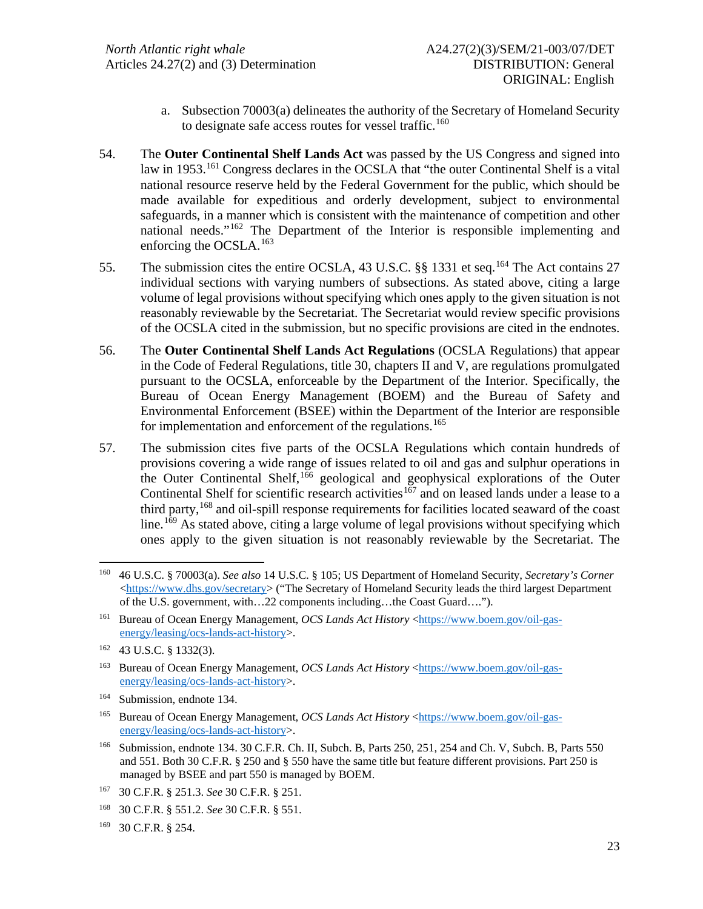a. Subsection 70003(a) delineates the authority of the Secretary of Homeland Security to designate safe access routes for vessel traffic.[160]

54. The **Outer Continental Shelf Lands Act** was passed by the US Congress and signed into law in 1953.[161] Congress declares in the OCSLA that "the outer Continental Shelf is a vital national resource reserve held by the Federal Government for the public, which should be made available for expeditious and orderly development, subject to environmental safeguards, in a manner which is consistent with the maintenance of competition and other national needs."[162] The Department of the Interior is responsible implementing and enforcing the OCSLA.[163]

55. The submission cites the entire OCSLA, 43 U.S.C. §§ 1331 et seq.[164] The Act contains 27 individual sections with varying numbers of subsections. As stated above, citing a large volume of legal provisions without specifying which ones apply to the given situation is not reasonably reviewable by the Secretariat. The Secretariat would review specific provisions of the OCSLA cited in the submission, but no specific provisions are cited in the endnotes.

56. The **Outer Continental Shelf Lands Act Regulations** (OCSLA Regulations) that appear in the Code of Federal Regulations, title 30, chapters II and V, are regulations promulgated pursuant to the OCSLA, enforceable by the Department of the Interior. Specifically, the Bureau of Ocean Energy Management (BOEM) and the Bureau of Safety and Environmental Enforcement (BSEE) within the Department of the Interior are responsible for implementation and enforcement of the regulations.[165]

57. The submission cites five parts of the OCSLA Regulations which contain hundreds of provisions covering a wide range of issues related to oil and gas and sulphur operations in the Outer Continental Shelf,[166] geological and geophysical explorations of the Outer Continental Shelf for scientific research activities[167] and on leased lands under a lease to a third party,[168] and oil-spill response requirements for facilities located seaward of the coast line.[169] As stated above, citing a large volume of legal provisions without specifying which ones apply to the given situation is not reasonably reviewable by the Secretariat. The

---

[160] 46 U.S.C. § 70003(a). *See also* 14 U.S.C. § 105; US Department of Homeland Security, *Secretary's Corner* <https://www.dhs.gov/secretary> ("The Secretary of Homeland Security leads the third largest Department of the U.S. government, with…22 components including…the Coast Guard….").

[161] Bureau of Ocean Energy Management, *OCS Lands Act History* <https://www.boem.gov/oil-gas-energy/leasing/ocs-lands-act-history>.

[162] 43 U.S.C. § 1332(3).

[163] Bureau of Ocean Energy Management, *OCS Lands Act History* <https://www.boem.gov/oil-gas-energy/leasing/ocs-lands-act-history>.

[164] Submission, endnote 134.

[165] Bureau of Ocean Energy Management, *OCS Lands Act History* <https://www.boem.gov/oil-gas-energy/leasing/ocs-lands-act-history>.

[166] Submission, endnote 134. 30 C.F.R. Ch. II, Subch. B, Parts 250, 251, 254 and Ch. V, Subch. B, Parts 550 and 551. Both 30 C.F.R. § 250 and § 550 have the same title but feature different provisions. Part 250 is managed by BSEE and part 550 is managed by BOEM.

[167] 30 C.F.R. § 251.3. *See* 30 C.F.R. § 251.

[168] 30 C.F.R. § 551.2. *See* 30 C.F.R. § 551.

[169] 30 C.F.R. § 254.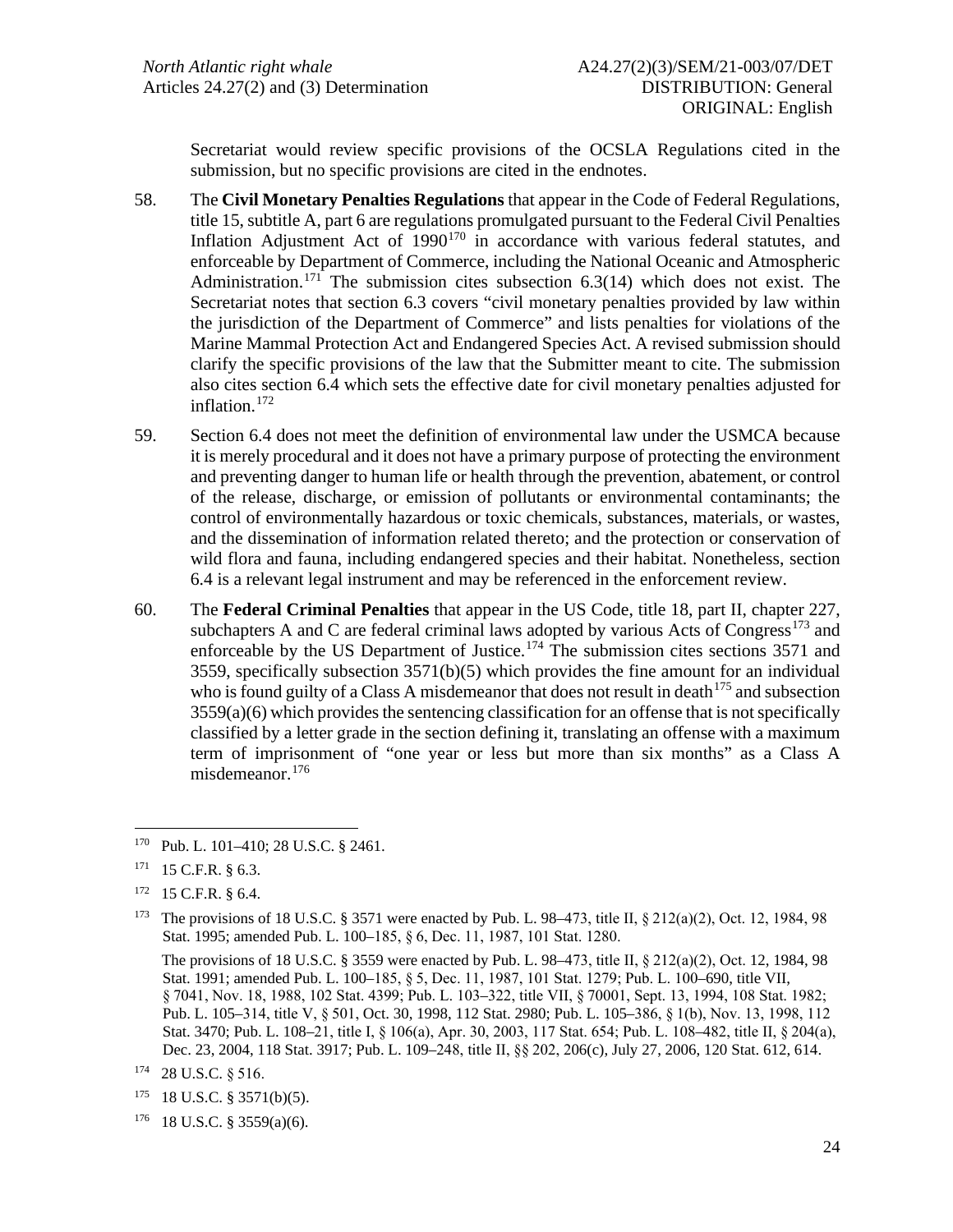Secretariat would review specific provisions of the OCSLA Regulations cited in the submission, but no specific provisions are cited in the endnotes.

58. The **Civil Monetary Penalties Regulations** that appear in the Code of Federal Regulations, title 15, subtitle A, part 6 are regulations promulgated pursuant to the Federal Civil Penalties Inflation Adjustment Act of 1990[170] in accordance with various federal statutes, and enforceable by Department of Commerce, including the National Oceanic and Atmospheric Administration.[171] The submission cites subsection 6.3(14) which does not exist. The Secretariat notes that section 6.3 covers "civil monetary penalties provided by law within the jurisdiction of the Department of Commerce" and lists penalties for violations of the Marine Mammal Protection Act and Endangered Species Act. A revised submission should clarify the specific provisions of the law that the Submitter meant to cite. The submission also cites section 6.4 which sets the effective date for civil monetary penalties adjusted for inflation.[172]

59. Section 6.4 does not meet the definition of environmental law under the USMCA because it is merely procedural and it does not have a primary purpose of protecting the environment and preventing danger to human life or health through the prevention, abatement, or control of the release, discharge, or emission of pollutants or environmental contaminants; the control of environmentally hazardous or toxic chemicals, substances, materials, or wastes, and the dissemination of information related thereto; and the protection or conservation of wild flora and fauna, including endangered species and their habitat. Nonetheless, section 6.4 is a relevant legal instrument and may be referenced in the enforcement review.

60. The **Federal Criminal Penalties** that appear in the US Code, title 18, part II, chapter 227, subchapters A and C are federal criminal laws adopted by various Acts of Congress[173] and enforceable by the US Department of Justice.[174] The submission cites sections 3571 and 3559, specifically subsection 3571(b)(5) which provides the fine amount for an individual who is found guilty of a Class A misdemeanor that does not result in death[175] and subsection 3559(a)(6) which provides the sentencing classification for an offense that is not specifically classified by a letter grade in the section defining it, translating an offense with a maximum term of imprisonment of "one year or less but more than six months" as a Class A misdemeanor.[176]

---

[170] Pub. L. 101–410; 28 U.S.C. § 2461.

[171] 15 C.F.R. § 6.3.

[172] 15 C.F.R. § 6.4.

[173] The provisions of 18 U.S.C. § 3571 were enacted by Pub. L. 98–473, title II, § 212(a)(2), Oct. 12, 1984, 98 Stat. 1995; amended Pub. L. 100–185, § 6, Dec. 11, 1987, 101 Stat. 1280.

The provisions of 18 U.S.C. § 3559 were enacted by Pub. L. 98–473, title II, § 212(a)(2), Oct. 12, 1984, 98 Stat. 1991; amended Pub. L. 100–185, § 5, Dec. 11, 1987, 101 Stat. 1279; Pub. L. 100–690, title VII, § 7041, Nov. 18, 1988, 102 Stat. 4399; Pub. L. 103–322, title VII, § 70001, Sept. 13, 1994, 108 Stat. 1982; Pub. L. 105–314, title V, § 501, Oct. 30, 1998, 112 Stat. 2980; Pub. L. 105–386, § 1(b), Nov. 13, 1998, 112 Stat. 3470; Pub. L. 108–21, title I, § 106(a), Apr. 30, 2003, 117 Stat. 654; Pub. L. 108–482, title II, § 204(a), Dec. 23, 2004, 118 Stat. 3917; Pub. L. 109–248, title II, §§ 202, 206(c), July 27, 2006, 120 Stat. 612, 614.

[174] 28 U.S.C. § 516.

[175] 18 U.S.C. § 3571(b)(5).

[176] 18 U.S.C. § 3559(a)(6).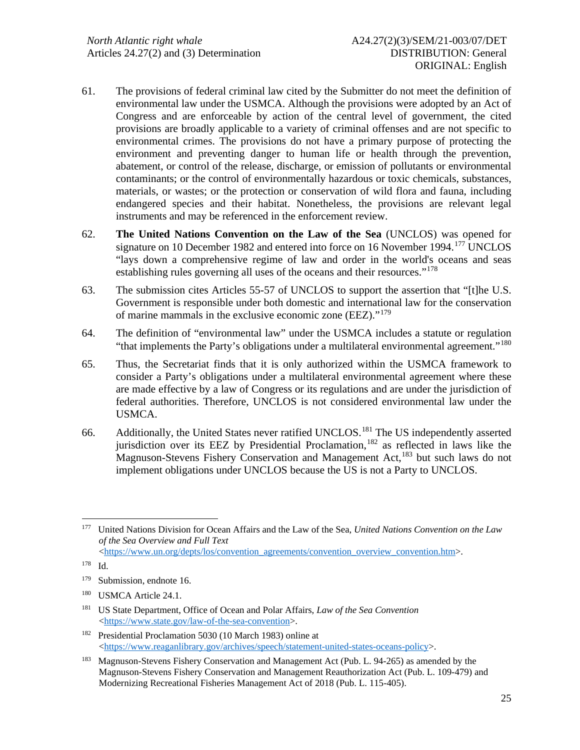61. The provisions of federal criminal law cited by the Submitter do not meet the definition of environmental law under the USMCA. Although the provisions were adopted by an Act of Congress and are enforceable by action of the central level of government, the cited provisions are broadly applicable to a variety of criminal offenses and are not specific to environmental crimes. The provisions do not have a primary purpose of protecting the environment and preventing danger to human life or health through the prevention, abatement, or control of the release, discharge, or emission of pollutants or environmental contaminants; or the control of environmentally hazardous or toxic chemicals, substances, materials, or wastes; or the protection or conservation of wild flora and fauna, including endangered species and their habitat. Nonetheless, the provisions are relevant legal instruments and may be referenced in the enforcement review.

62. **The United Nations Convention on the Law of the Sea** (UNCLOS) was opened for signature on 10 December 1982 and entered into force on 16 November 1994.[177] UNCLOS "lays down a comprehensive regime of law and order in the world's oceans and seas establishing rules governing all uses of the oceans and their resources."[178]

63. The submission cites Articles 55-57 of UNCLOS to support the assertion that "[t]he U.S. Government is responsible under both domestic and international law for the conservation of marine mammals in the exclusive economic zone (EEZ)."[179]

64. The definition of "environmental law" under the USMCA includes a statute or regulation "that implements the Party's obligations under a multilateral environmental agreement."[180]

65. Thus, the Secretariat finds that it is only authorized within the USMCA framework to consider a Party's obligations under a multilateral environmental agreement where these are made effective by a law of Congress or its regulations and are under the jurisdiction of federal authorities. Therefore, UNCLOS is not considered environmental law under the USMCA.

66. Additionally, the United States never ratified UNCLOS.[181] The US independently asserted jurisdiction over its EEZ by Presidential Proclamation,[182] as reflected in laws like the Magnuson-Stevens Fishery Conservation and Management Act,[183] but such laws do not implement obligations under UNCLOS because the US is not a Party to UNCLOS.

---

[177] United Nations Division for Ocean Affairs and the Law of the Sea, *United Nations Convention on the Law of the Sea Overview and Full Text* <https://www.un.org/depts/los/convention_agreements/convention_overview_convention.htm>.

[178] Id.

[179] Submission, endnote 16.

[180] USMCA Article 24.1.

[181] US State Department, Office of Ocean and Polar Affairs, *Law of the Sea Convention* <https://www.state.gov/law-of-the-sea-convention>.

[182] Presidential Proclamation 5030 (10 March 1983) online at <https://www.reaganlibrary.gov/archives/speech/statement-united-states-oceans-policy>.

[183] Magnuson-Stevens Fishery Conservation and Management Act (Pub. L. 94-265) as amended by the Magnuson-Stevens Fishery Conservation and Management Reauthorization Act (Pub. L. 109-479) and Modernizing Recreational Fisheries Management Act of 2018 (Pub. L. 115-405).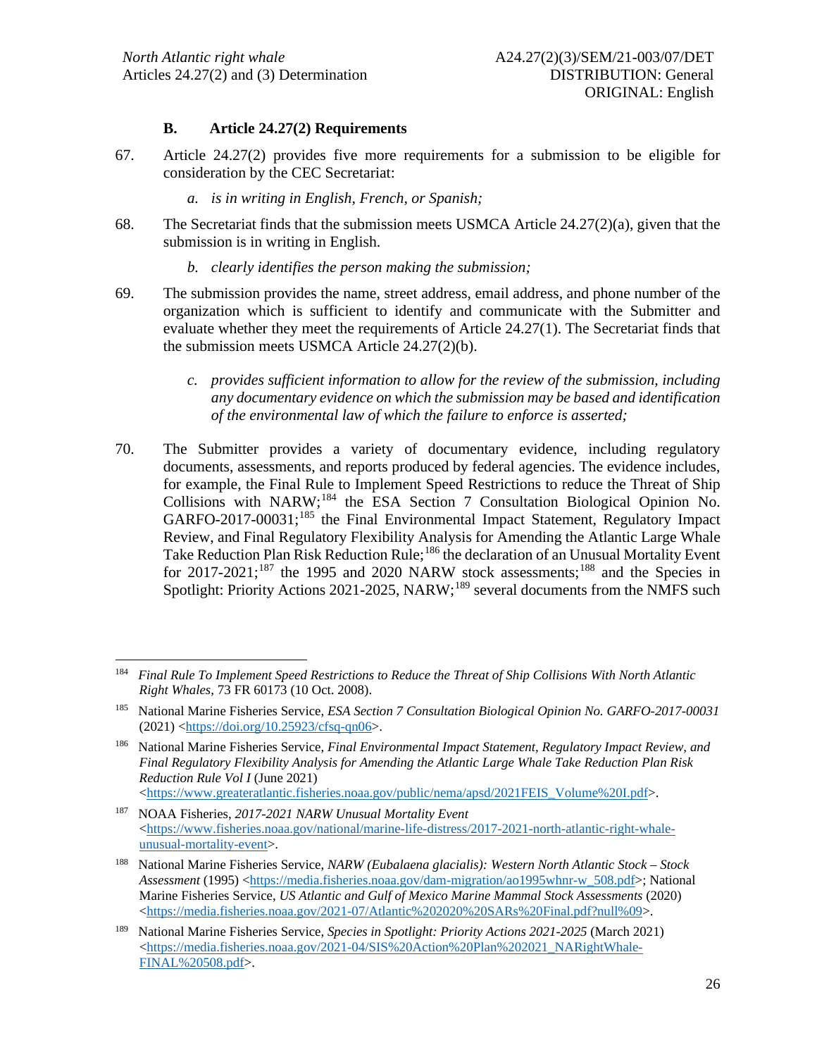### B. Article 24.27(2) Requirements

67. Article 24.27(2) provides five more requirements for a submission to be eligible for consideration by the CEC Secretariat:

    *a. is in writing in English, French, or Spanish;*

68. The Secretariat finds that the submission meets USMCA Article 24.27(2)(a), given that the submission is in writing in English.

    *b. clearly identifies the person making the submission;*

69. The submission provides the name, street address, email address, and phone number of the organization which is sufficient to identify and communicate with the Submitter and evaluate whether they meet the requirements of Article 24.27(1). The Secretariat finds that the submission meets USMCA Article 24.27(2)(b).

    *c. provides sufficient information to allow for the review of the submission, including any documentary evidence on which the submission may be based and identification of the environmental law of which the failure to enforce is asserted;*

70. The Submitter provides a variety of documentary evidence, including regulatory documents, assessments, and reports produced by federal agencies. The evidence includes, for example, the Final Rule to Implement Speed Restrictions to reduce the Threat of Ship Collisions with NARW;[184] the ESA Section 7 Consultation Biological Opinion No. GARFO-2017-00031;[185] the Final Environmental Impact Statement, Regulatory Impact Review, and Final Regulatory Flexibility Analysis for Amending the Atlantic Large Whale Take Reduction Plan Risk Reduction Rule;[186] the declaration of an Unusual Mortality Event for 2017-2021;[187] the 1995 and 2020 NARW stock assessments;[188] and the Species in Spotlight: Priority Actions 2021-2025, NARW;[189] several documents from the NMFS such

---

[184] *Final Rule To Implement Speed Restrictions to Reduce the Threat of Ship Collisions With North Atlantic Right Whales*, 73 FR 60173 (10 Oct. 2008).

[185] National Marine Fisheries Service, *ESA Section 7 Consultation Biological Opinion No. GARFO-2017-00031* (2021) <https://doi.org/10.25923/cfsq-qn06>.

[186] National Marine Fisheries Service, *Final Environmental Impact Statement, Regulatory Impact Review, and Final Regulatory Flexibility Analysis for Amending the Atlantic Large Whale Take Reduction Plan Risk Reduction Rule Vol I* (June 2021) <https://www.greateratlantic.fisheries.noaa.gov/public/nema/apsd/2021FEIS_Volume%20I.pdf>.

[187] NOAA Fisheries, *2017-2021 NARW Unusual Mortality Event* <https://www.fisheries.noaa.gov/national/marine-life-distress/2017-2021-north-atlantic-right-whale-unusual-mortality-event>.

[188] National Marine Fisheries Service, *NARW (Eubalaena glacialis): Western North Atlantic Stock – Stock Assessment* (1995) <https://media.fisheries.noaa.gov/dam-migration/ao1995whnr-w_508.pdf>; National Marine Fisheries Service, *US Atlantic and Gulf of Mexico Marine Mammal Stock Assessments* (2020) <https://media.fisheries.noaa.gov/2021-07/Atlantic%202020%20SARs%20Final.pdf?null%09>.

[189] National Marine Fisheries Service, *Species in Spotlight: Priority Actions 2021-2025* (March 2021) <https://media.fisheries.noaa.gov/2021-04/SIS%20Action%20Plan%202021_NARightWhale-FINAL%20508.pdf>.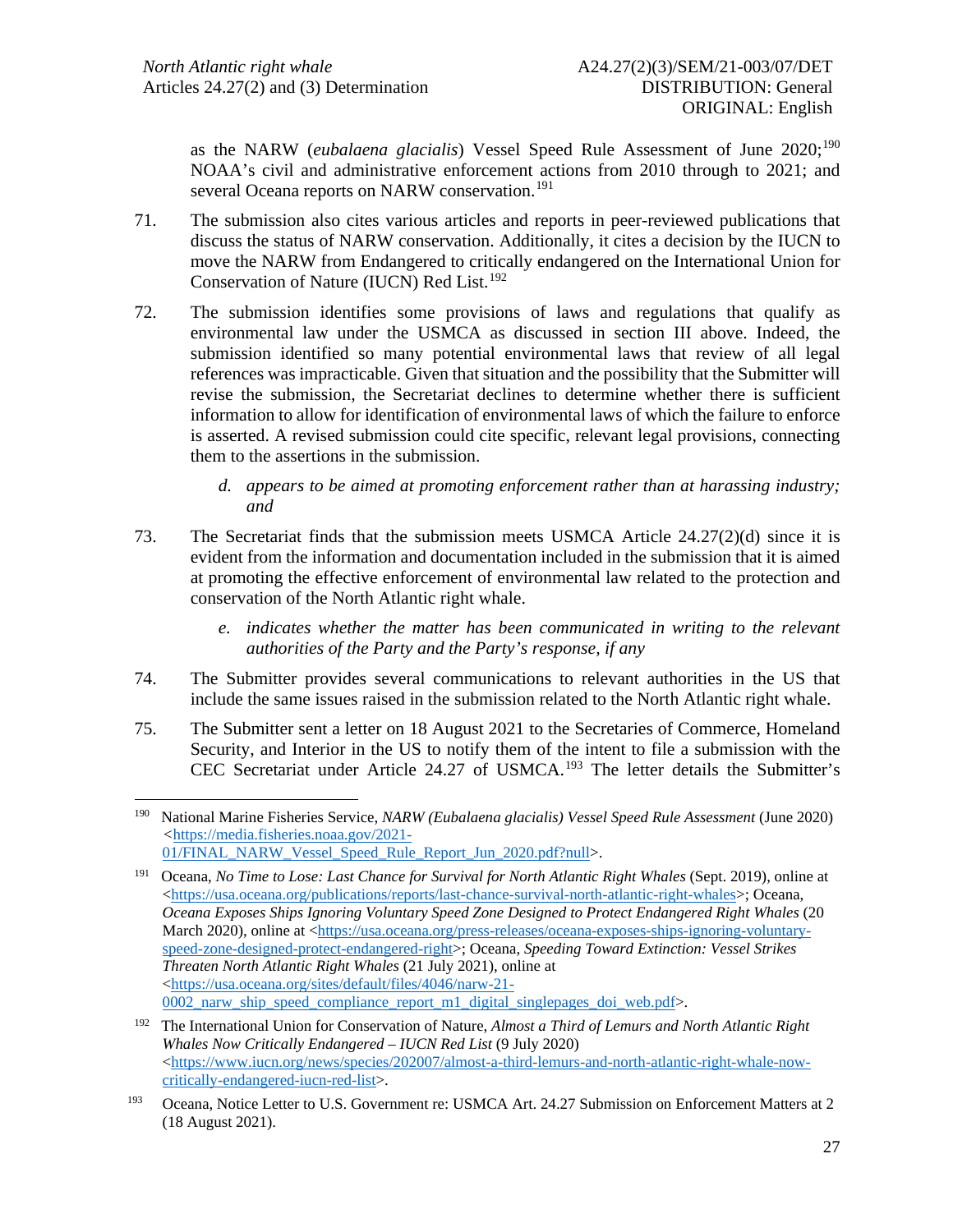as the NARW (*eubalaena glacialis*) Vessel Speed Rule Assessment of June 2020;[190] NOAA's civil and administrative enforcement actions from 2010 through to 2021; and several Oceana reports on NARW conservation.[191]

71. The submission also cites various articles and reports in peer-reviewed publications that discuss the status of NARW conservation. Additionally, it cites a decision by the IUCN to move the NARW from Endangered to critically endangered on the International Union for Conservation of Nature (IUCN) Red List.[192]

72. The submission identifies some provisions of laws and regulations that qualify as environmental law under the USMCA as discussed in section III above. Indeed, the submission identified so many potential environmental laws that review of all legal references was impracticable. Given that situation and the possibility that the Submitter will revise the submission, the Secretariat declines to determine whether there is sufficient information to allow for identification of environmental laws of which the failure to enforce is asserted. A revised submission could cite specific, relevant legal provisions, connecting them to the assertions in the submission.

   *d. appears to be aimed at promoting enforcement rather than at harassing industry; and*

73. The Secretariat finds that the submission meets USMCA Article 24.27(2)(d) since it is evident from the information and documentation included in the submission that it is aimed at promoting the effective enforcement of environmental law related to the protection and conservation of the North Atlantic right whale.

   *e. indicates whether the matter has been communicated in writing to the relevant authorities of the Party and the Party's response, if any*

74. The Submitter provides several communications to relevant authorities in the US that include the same issues raised in the submission related to the North Atlantic right whale.

75. The Submitter sent a letter on 18 August 2021 to the Secretaries of Commerce, Homeland Security, and Interior in the US to notify them of the intent to file a submission with the CEC Secretariat under Article 24.27 of USMCA.[193] The letter details the Submitter's

---

[190] National Marine Fisheries Service, *NARW (Eubalaena glacialis) Vessel Speed Rule Assessment* (June 2020) <https://media.fisheries.noaa.gov/2021-01/FINAL_NARW_Vessel_Speed_Rule_Report_Jun_2020.pdf?null>.

[191] Oceana, *No Time to Lose: Last Chance for Survival for North Atlantic Right Whales* (Sept. 2019), online at <https://usa.oceana.org/publications/reports/last-chance-survival-north-atlantic-right-whales>; Oceana, *Oceana Exposes Ships Ignoring Voluntary Speed Zone Designed to Protect Endangered Right Whales* (20 March 2020), online at <https://usa.oceana.org/press-releases/oceana-exposes-ships-ignoring-voluntary-speed-zone-designed-protect-endangered-right>; Oceana, *Speeding Toward Extinction: Vessel Strikes Threaten North Atlantic Right Whales* (21 July 2021), online at <https://usa.oceana.org/sites/default/files/4046/narw-21-0002_narw_ship_speed_compliance_report_m1_digital_singlepages_doi_web.pdf>.

[192] The International Union for Conservation of Nature, *Almost a Third of Lemurs and North Atlantic Right Whales Now Critically Endangered – IUCN Red List* (9 July 2020) <https://www.iucn.org/news/species/202007/almost-a-third-lemurs-and-north-atlantic-right-whale-now-critically-endangered-iucn-red-list>.

[193] Oceana, Notice Letter to U.S. Government re: USMCA Art. 24.27 Submission on Enforcement Matters at 2 (18 August 2021).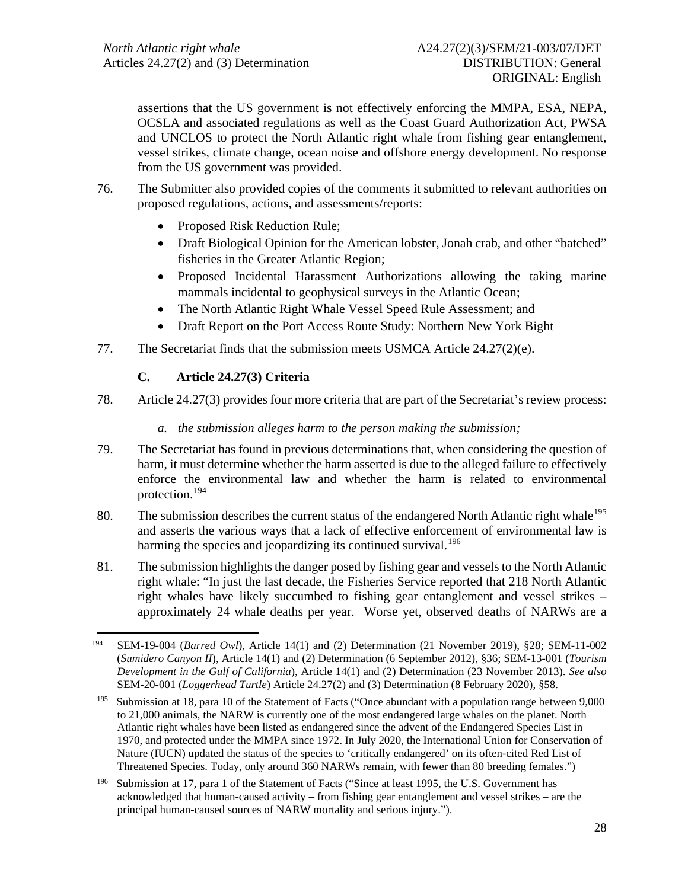assertions that the US government is not effectively enforcing the MMPA, ESA, NEPA, OCSLA and associated regulations as well as the Coast Guard Authorization Act, PWSA and UNCLOS to protect the North Atlantic right whale from fishing gear entanglement, vessel strikes, climate change, ocean noise and offshore energy development. No response from the US government was provided.

76. The Submitter also provided copies of the comments it submitted to relevant authorities on proposed regulations, actions, and assessments/reports:

- Proposed Risk Reduction Rule;
- Draft Biological Opinion for the American lobster, Jonah crab, and other "batched" fisheries in the Greater Atlantic Region;
- Proposed Incidental Harassment Authorizations allowing the taking marine mammals incidental to geophysical surveys in the Atlantic Ocean;
- The North Atlantic Right Whale Vessel Speed Rule Assessment; and
- Draft Report on the Port Access Route Study: Northern New York Bight

77. The Secretariat finds that the submission meets USMCA Article 24.27(2)(e).

### C. Article 24.27(3) Criteria

78. Article 24.27(3) provides four more criteria that are part of the Secretariat's review process:

*a. the submission alleges harm to the person making the submission;*

79. The Secretariat has found in previous determinations that, when considering the question of harm, it must determine whether the harm asserted is due to the alleged failure to effectively enforce the environmental law and whether the harm is related to environmental protection.[194]

80. The submission describes the current status of the endangered North Atlantic right whale[195] and asserts the various ways that a lack of effective enforcement of environmental law is harming the species and jeopardizing its continued survival.[196]

81. The submission highlights the danger posed by fishing gear and vessels to the North Atlantic right whale: "In just the last decade, the Fisheries Service reported that 218 North Atlantic right whales have likely succumbed to fishing gear entanglement and vessel strikes – approximately 24 whale deaths per year. Worse yet, observed deaths of NARWs are a

---

[194] SEM-19-004 (*Barred Owl*), Article 14(1) and (2) Determination (21 November 2019), §28; SEM-11-002 (*Sumidero Canyon II*), Article 14(1) and (2) Determination (6 September 2012), §36; SEM-13-001 (*Tourism Development in the Gulf of California*), Article 14(1) and (2) Determination (23 November 2013). *See also* SEM-20-001 (*Loggerhead Turtle*) Article 24.27(2) and (3) Determination (8 February 2020), §58.

[195] Submission at 18, para 10 of the Statement of Facts ("Once abundant with a population range between 9,000 to 21,000 animals, the NARW is currently one of the most endangered large whales on the planet. North Atlantic right whales have been listed as endangered since the advent of the Endangered Species List in 1970, and protected under the MMPA since 1972. In July 2020, the International Union for Conservation of Nature (IUCN) updated the status of the species to 'critically endangered' on its often-cited Red List of Threatened Species. Today, only around 360 NARWs remain, with fewer than 80 breeding females.")

[196] Submission at 17, para 1 of the Statement of Facts ("Since at least 1995, the U.S. Government has acknowledged that human-caused activity – from fishing gear entanglement and vessel strikes – are the principal human-caused sources of NARW mortality and serious injury.").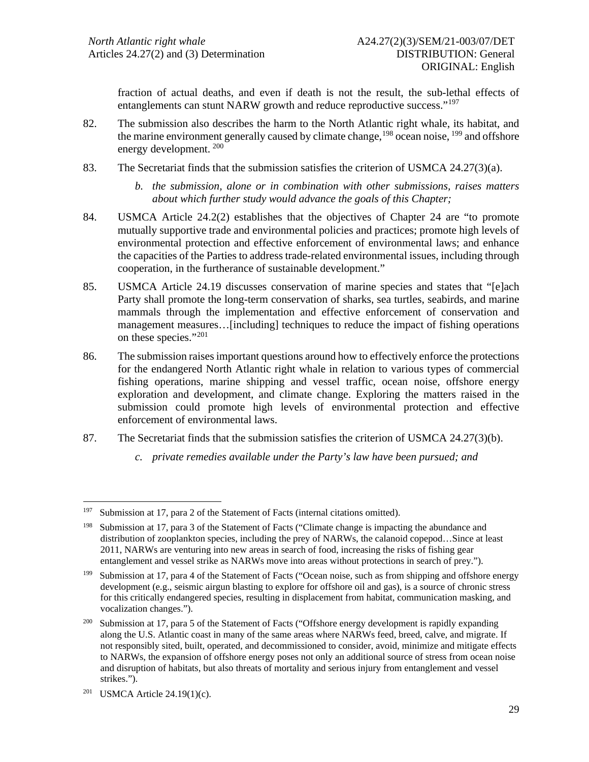fraction of actual deaths, and even if death is not the result, the sub-lethal effects of entanglements can stunt NARW growth and reduce reproductive success."[197]

82. The submission also describes the harm to the North Atlantic right whale, its habitat, and the marine environment generally caused by climate change,[198] ocean noise, [199] and offshore energy development. [200]

83. The Secretariat finds that the submission satisfies the criterion of USMCA 24.27(3)(a).

*b. the submission, alone or in combination with other submissions, raises matters about which further study would advance the goals of this Chapter;*

84. USMCA Article 24.2(2) establishes that the objectives of Chapter 24 are "to promote mutually supportive trade and environmental policies and practices; promote high levels of environmental protection and effective enforcement of environmental laws; and enhance the capacities of the Parties to address trade-related environmental issues, including through cooperation, in the furtherance of sustainable development."

85. USMCA Article 24.19 discusses conservation of marine species and states that "[e]ach Party shall promote the long-term conservation of sharks, sea turtles, seabirds, and marine mammals through the implementation and effective enforcement of conservation and management measures…[including] techniques to reduce the impact of fishing operations on these species."[201]

86. The submission raises important questions around how to effectively enforce the protections for the endangered North Atlantic right whale in relation to various types of commercial fishing operations, marine shipping and vessel traffic, ocean noise, offshore energy exploration and development, and climate change. Exploring the matters raised in the submission could promote high levels of environmental protection and effective enforcement of environmental laws.

87. The Secretariat finds that the submission satisfies the criterion of USMCA 24.27(3)(b).

*c. private remedies available under the Party's law have been pursued; and*

---

[197] Submission at 17, para 2 of the Statement of Facts (internal citations omitted).

[198] Submission at 17, para 3 of the Statement of Facts ("Climate change is impacting the abundance and distribution of zooplankton species, including the prey of NARWs, the calanoid copepod…Since at least 2011, NARWs are venturing into new areas in search of food, increasing the risks of fishing gear entanglement and vessel strike as NARWs move into areas without protections in search of prey.").

[199] Submission at 17, para 4 of the Statement of Facts ("Ocean noise, such as from shipping and offshore energy development (e.g., seismic airgun blasting to explore for offshore oil and gas), is a source of chronic stress for this critically endangered species, resulting in displacement from habitat, communication masking, and vocalization changes.").

[200] Submission at 17, para 5 of the Statement of Facts ("Offshore energy development is rapidly expanding along the U.S. Atlantic coast in many of the same areas where NARWs feed, breed, calve, and migrate. If not responsibly sited, built, operated, and decommissioned to consider, avoid, minimize and mitigate effects to NARWs, the expansion of offshore energy poses not only an additional source of stress from ocean noise and disruption of habitats, but also threats of mortality and serious injury from entanglement and vessel strikes.").

[201] USMCA Article 24.19(1)(c).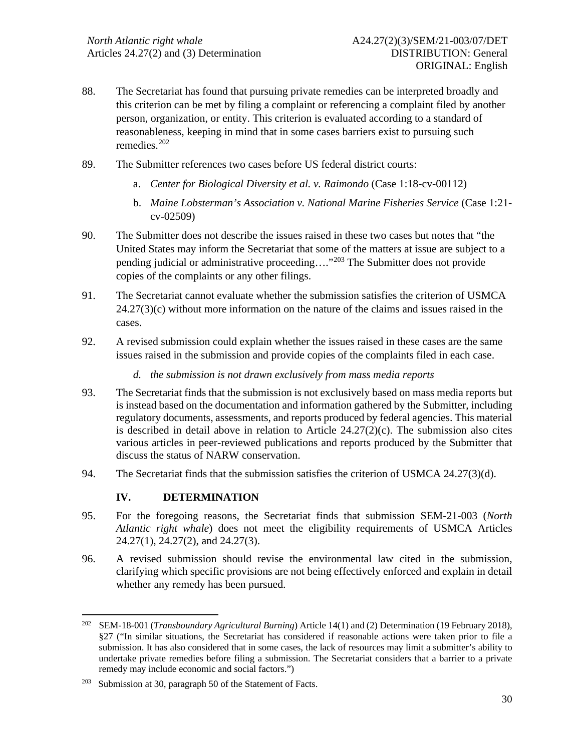88. The Secretariat has found that pursuing private remedies can be interpreted broadly and this criterion can be met by filing a complaint or referencing a complaint filed by another person, organization, or entity. This criterion is evaluated according to a standard of reasonableness, keeping in mind that in some cases barriers exist to pursuing such remedies.[202]

89. The Submitter references two cases before US federal district courts:

   a. *Center for Biological Diversity et al. v. Raimondo* (Case 1:18-cv-00112)

   b. *Maine Lobsterman's Association v. National Marine Fisheries Service* (Case 1:21-cv-02509)

90. The Submitter does not describe the issues raised in these two cases but notes that "the United States may inform the Secretariat that some of the matters at issue are subject to a pending judicial or administrative proceeding…."[203] The Submitter does not provide copies of the complaints or any other filings.

91. The Secretariat cannot evaluate whether the submission satisfies the criterion of USMCA 24.27(3)(c) without more information on the nature of the claims and issues raised in the cases.

92. A revised submission could explain whether the issues raised in these cases are the same issues raised in the submission and provide copies of the complaints filed in each case.

   *d. the submission is not drawn exclusively from mass media reports*

93. The Secretariat finds that the submission is not exclusively based on mass media reports but is instead based on the documentation and information gathered by the Submitter, including regulatory documents, assessments, and reports produced by federal agencies. This material is described in detail above in relation to Article 24.27(2)(c). The submission also cites various articles in peer-reviewed publications and reports produced by the Submitter that discuss the status of NARW conservation.

94. The Secretariat finds that the submission satisfies the criterion of USMCA 24.27(3)(d).

## IV. DETERMINATION

95. For the foregoing reasons, the Secretariat finds that submission SEM-21-003 (*North Atlantic right whale*) does not meet the eligibility requirements of USMCA Articles 24.27(1), 24.27(2), and 24.27(3).

96. A revised submission should revise the environmental law cited in the submission, clarifying which specific provisions are not being effectively enforced and explain in detail whether any remedy has been pursued.

---

[202] SEM-18-001 (*Transboundary Agricultural Burning*) Article 14(1) and (2) Determination (19 February 2018), §27 ("In similar situations, the Secretariat has considered if reasonable actions were taken prior to file a submission. It has also considered that in some cases, the lack of resources may limit a submitter's ability to undertake private remedies before filing a submission. The Secretariat considers that a barrier to a private remedy may include economic and social factors.")

[203] Submission at 30, paragraph 50 of the Statement of Facts.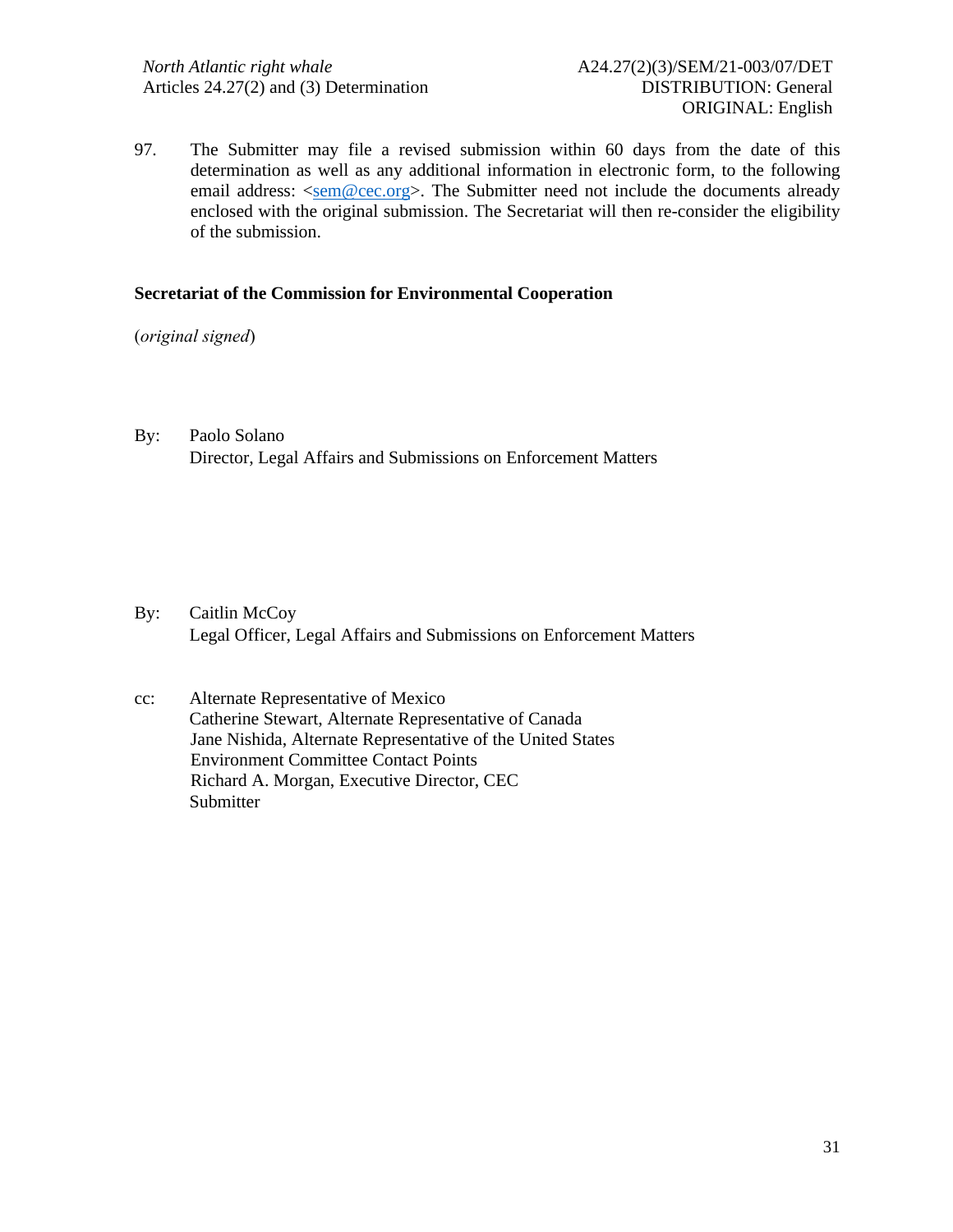97. The Submitter may file a revised submission within 60 days from the date of this determination as well as any additional information in electronic form, to the following email address: <sem@cec.org>. The Submitter need not include the documents already enclosed with the original submission. The Secretariat will then re-consider the eligibility of the submission.

**Secretariat of the Commission for Environmental Cooperation**

(*original signed*)

By: Paolo Solano
Director, Legal Affairs and Submissions on Enforcement Matters

By: Caitlin McCoy
Legal Officer, Legal Affairs and Submissions on Enforcement Matters

cc: Alternate Representative of Mexico
Catherine Stewart, Alternate Representative of Canada
Jane Nishida, Alternate Representative of the United States
Environment Committee Contact Points
Richard A. Morgan, Executive Director, CEC
Submitter